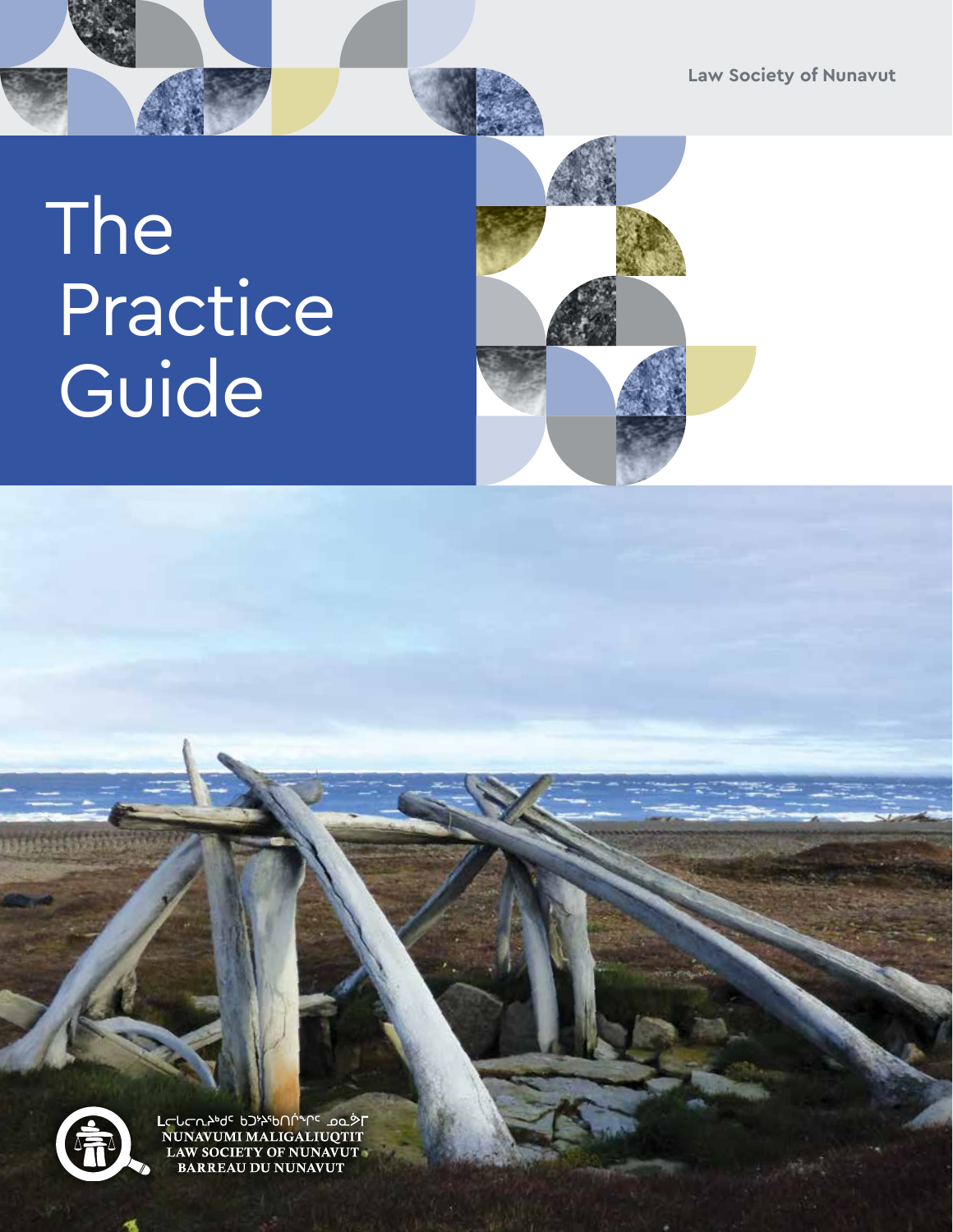Law Society of Nunavut

# The Practice Guide

ᓇᓄᓇᕗᒥ ᒪᓕᒐᓕᐅᖅᑏᑦ ᑲᑐᔾᔨᖃᑎᒌᖏᑦ ᓄᓇᕗᒥ

NUNAVUMI MALIGALIUQTIT

LAW SOCIETY OF NUNAVUT

BARREAU DU NUNAVUT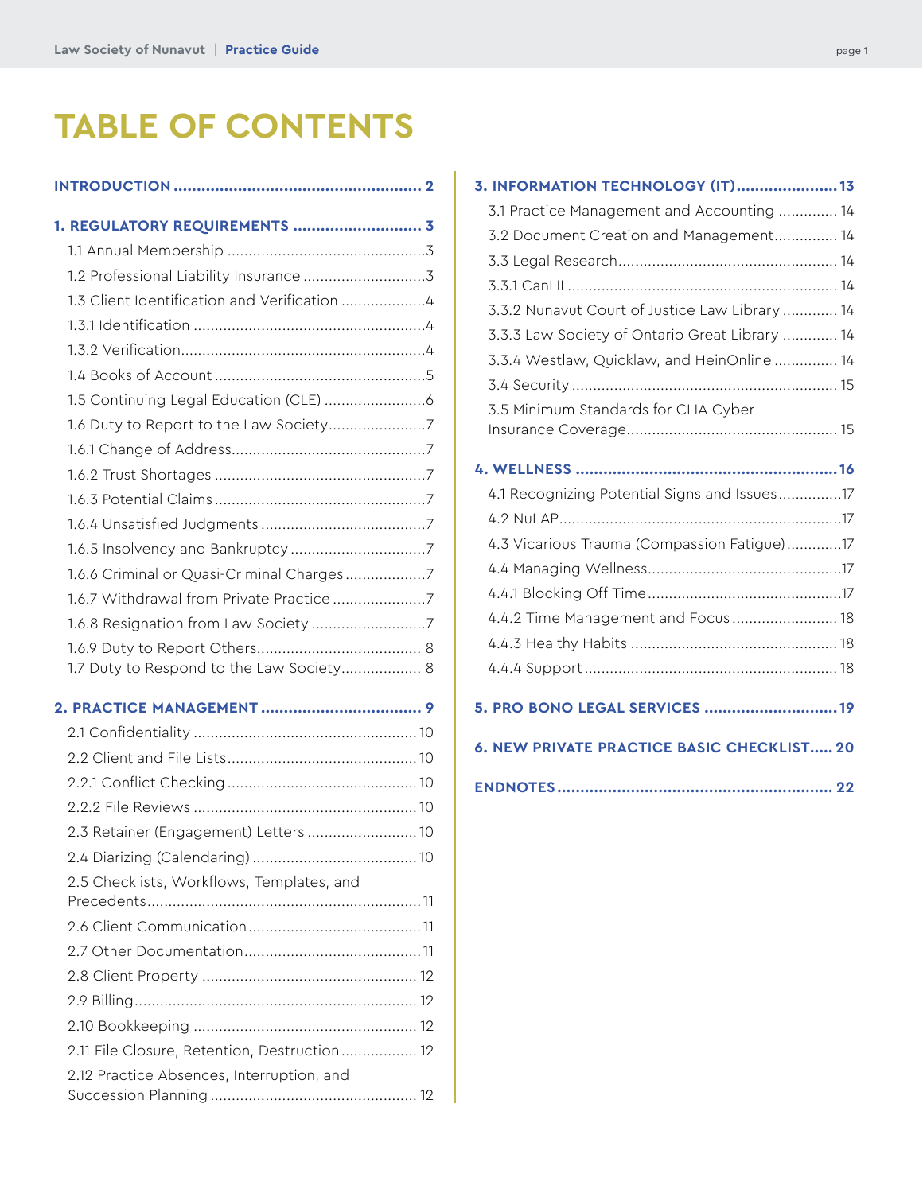# TABLE OF CONTENTS

**INTRODUCTION** ........ 2

**1. REGULATORY REQUIREMENTS** ........ 3

- 1.1 Annual Membership ........ 3
- 1.2 Professional Liability Insurance ........ 3
- 1.3 Client Identification and Verification ........ 4
- 1.3.1 Identification ........ 4
- 1.3.2 Verification ........ 4
- 1.4 Books of Account ........ 5
- 1.5 Continuing Legal Education (CLE) ........ 6
- 1.6 Duty to Report to the Law Society ........ 7
- 1.6.1 Change of Address ........ 7
- 1.6.2 Trust Shortages ........ 7
- 1.6.3 Potential Claims ........ 7
- 1.6.4 Unsatisfied Judgments ........ 7
- 1.6.5 Insolvency and Bankruptcy ........ 7
- 1.6.6 Criminal or Quasi-Criminal Charges ........ 7
- 1.6.7 Withdrawal from Private Practice ........ 7
- 1.6.8 Resignation from Law Society ........ 7
- 1.6.9 Duty to Report Others ........ 8
- 1.7 Duty to Respond to the Law Society ........ 8

**2. PRACTICE MANAGEMENT** ........ 9

- 2.1 Confidentiality ........ 10
- 2.2 Client and File Lists ........ 10
- 2.2.1 Conflict Checking ........ 10
- 2.2.2 File Reviews ........ 10
- 2.3 Retainer (Engagement) Letters ........ 10
- 2.4 Diarizing (Calendaring) ........ 10
- 2.5 Checklists, Workflows, Templates, and Precedents ........ 11
- 2.6 Client Communication ........ 11
- 2.7 Other Documentation ........ 11
- 2.8 Client Property ........ 12
- 2.9 Billing ........ 12
- 2.10 Bookkeeping ........ 12
- 2.11 File Closure, Retention, Destruction ........ 12
- 2.12 Practice Absences, Interruption, and Succession Planning ........ 12

**3. INFORMATION TECHNOLOGY (IT)** ........ 13

- 3.1 Practice Management and Accounting ........ 14
- 3.2 Document Creation and Management ........ 14
- 3.3 Legal Research ........ 14
- 3.3.1 CanLII ........ 14
- 3.3.2 Nunavut Court of Justice Law Library ........ 14
- 3.3.3 Law Society of Ontario Great Library ........ 14
- 3.3.4 Westlaw, Quicklaw, and HeinOnline ........ 14
- 3.4 Security ........ 15
- 3.5 Minimum Standards for CLIA Cyber Insurance Coverage ........ 15

**4. WELLNESS** ........ 16

- 4.1 Recognizing Potential Signs and Issues ........ 17
- 4.2 NuLAP ........ 17
- 4.3 Vicarious Trauma (Compassion Fatigue) ........ 17
- 4.4 Managing Wellness ........ 17
- 4.4.1 Blocking Off Time ........ 17
- 4.4.2 Time Management and Focus ........ 18
- 4.4.3 Healthy Habits ........ 18
- 4.4.4 Support ........ 18

**5. PRO BONO LEGAL SERVICES** ........ 19

**6. NEW PRIVATE PRACTICE BASIC CHECKLIST** ........ 20

**ENDNOTES** ........ 22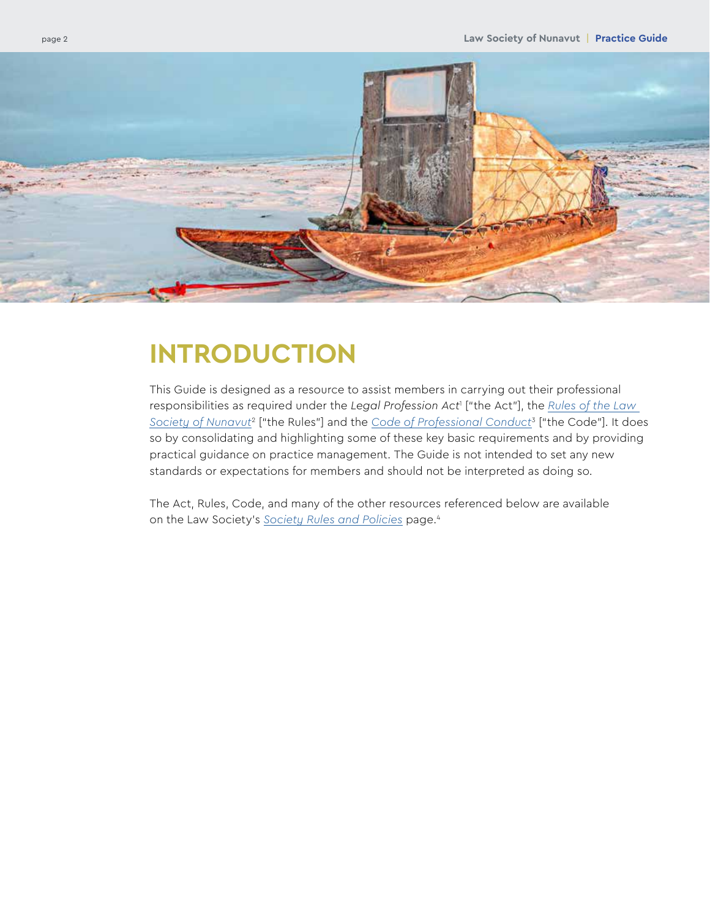# INTRODUCTION

This Guide is designed as a resource to assist members in carrying out their professional responsibilities as required under the *Legal Profession Act*[1] ["the Act"], the *Rules of the Law Society of Nunavut*[2] ["the Rules"] and the *Code of Professional Conduct*[3] ["the Code"]. It does so by consolidating and highlighting some of these key basic requirements and by providing practical guidance on practice management. The Guide is not intended to set any new standards or expectations for members and should not be interpreted as doing so.

The Act, Rules, Code, and many of the other resources referenced below are available on the Law Society's *Society Rules and Policies* page.[4]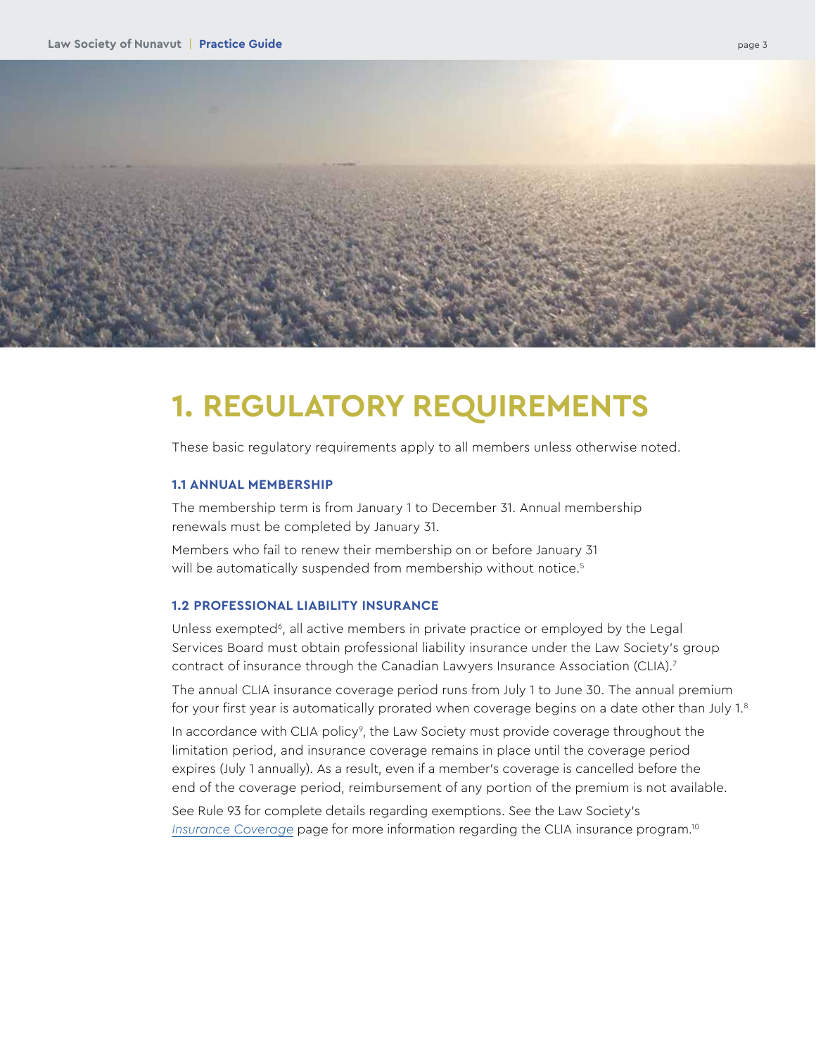# 1. REGULATORY REQUIREMENTS

These basic regulatory requirements apply to all members unless otherwise noted.

### 1.1 ANNUAL MEMBERSHIP

The membership term is from January 1 to December 31. Annual membership renewals must be completed by January 31.

Members who fail to renew their membership on or before January 31 will be automatically suspended from membership without notice.[5]

### 1.2 PROFESSIONAL LIABILITY INSURANCE

Unless exempted[6], all active members in private practice or employed by the Legal Services Board must obtain professional liability insurance under the Law Society's group contract of insurance through the Canadian Lawyers Insurance Association (CLIA).[7]

The annual CLIA insurance coverage period runs from July 1 to June 30. The annual premium for your first year is automatically prorated when coverage begins on a date other than July 1.[8]

In accordance with CLIA policy[9], the Law Society must provide coverage throughout the limitation period, and insurance coverage remains in place until the coverage period expires (July 1 annually). As a result, even if a member's coverage is cancelled before the end of the coverage period, reimbursement of any portion of the premium is not available.

See Rule 93 for complete details regarding exemptions. See the Law Society's *Insurance Coverage* page for more information regarding the CLIA insurance program.[10]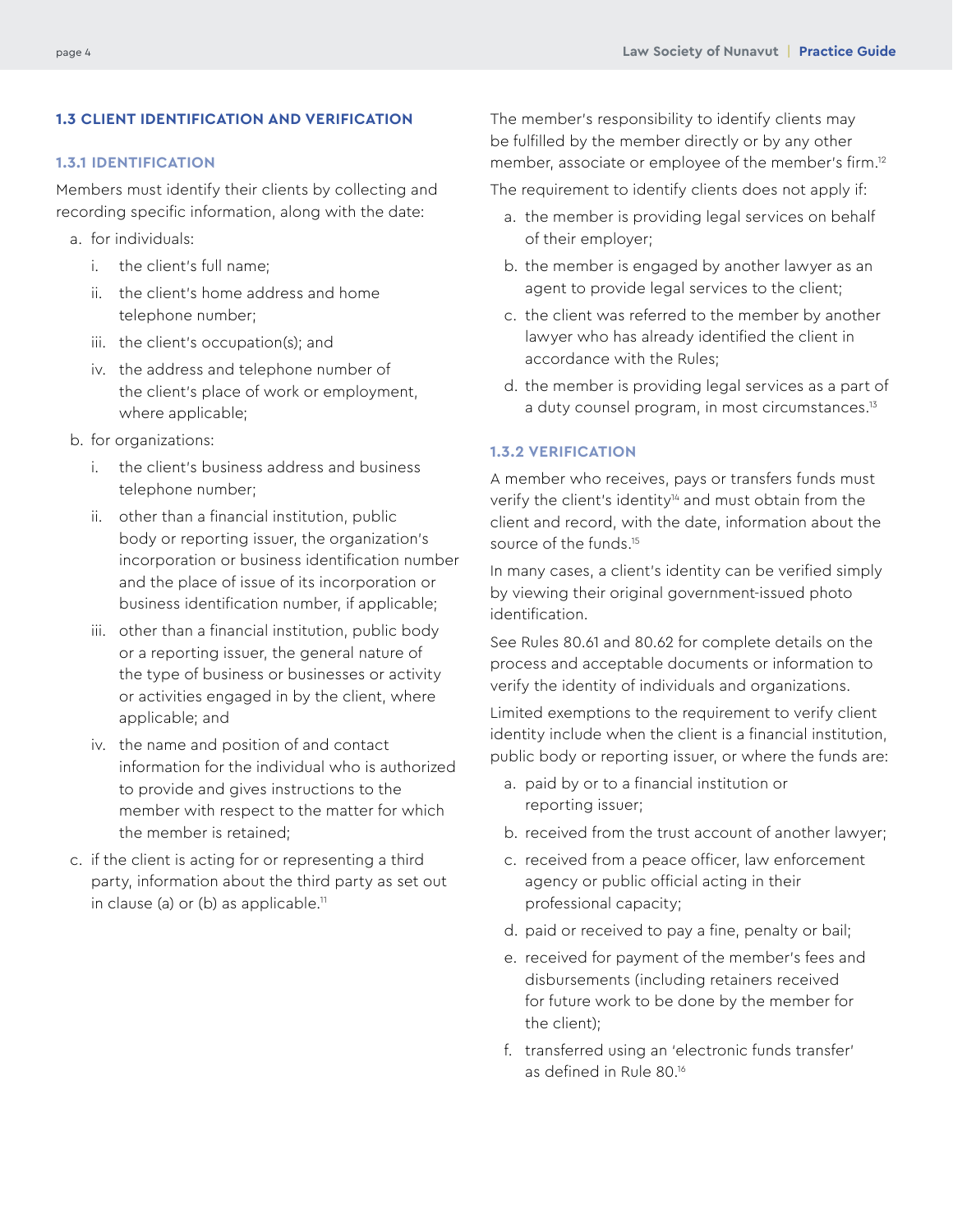## 1.3 CLIENT IDENTIFICATION AND VERIFICATION

### 1.3.1 IDENTIFICATION

Members must identify their clients by collecting and recording specific information, along with the date:

a. for individuals:
   i. the client's full name;
   ii. the client's home address and home telephone number;
   iii. the client's occupation(s); and
   iv. the address and telephone number of the client's place of work or employment, where applicable;

b. for organizations:
   i. the client's business address and business telephone number;
   ii. other than a financial institution, public body or reporting issuer, the organization's incorporation or business identification number and the place of issue of its incorporation or business identification number, if applicable;
   iii. other than a financial institution, public body or a reporting issuer, the general nature of the type of business or businesses or activity or activities engaged in by the client, where applicable; and
   iv. the name and position of and contact information for the individual who is authorized to provide and gives instructions to the member with respect to the matter for which the member is retained;

c. if the client is acting for or representing a third party, information about the third party as set out in clause (a) or (b) as applicable.[11]

The member's responsibility to identify clients may be fulfilled by the member directly or by any other member, associate or employee of the member's firm.[12]

The requirement to identify clients does not apply if:

a. the member is providing legal services on behalf of their employer;
b. the member is engaged by another lawyer as an agent to provide legal services to the client;
c. the client was referred to the member by another lawyer who has already identified the client in accordance with the Rules;
d. the member is providing legal services as a part of a duty counsel program, in most circumstances.[13]

### 1.3.2 VERIFICATION

A member who receives, pays or transfers funds must verify the client's identity[14] and must obtain from the client and record, with the date, information about the source of the funds.[15]

In many cases, a client's identity can be verified simply by viewing their original government-issued photo identification.

See Rules 80.61 and 80.62 for complete details on the process and acceptable documents or information to verify the identity of individuals and organizations.

Limited exemptions to the requirement to verify client identity include when the client is a financial institution, public body or reporting issuer, or where the funds are:

a. paid by or to a financial institution or reporting issuer;
b. received from the trust account of another lawyer;
c. received from a peace officer, law enforcement agency or public official acting in their professional capacity;
d. paid or received to pay a fine, penalty or bail;
e. received for payment of the member's fees and disbursements (including retainers received for future work to be done by the member for the client);
f. transferred using an 'electronic funds transfer' as defined in Rule 80.[16]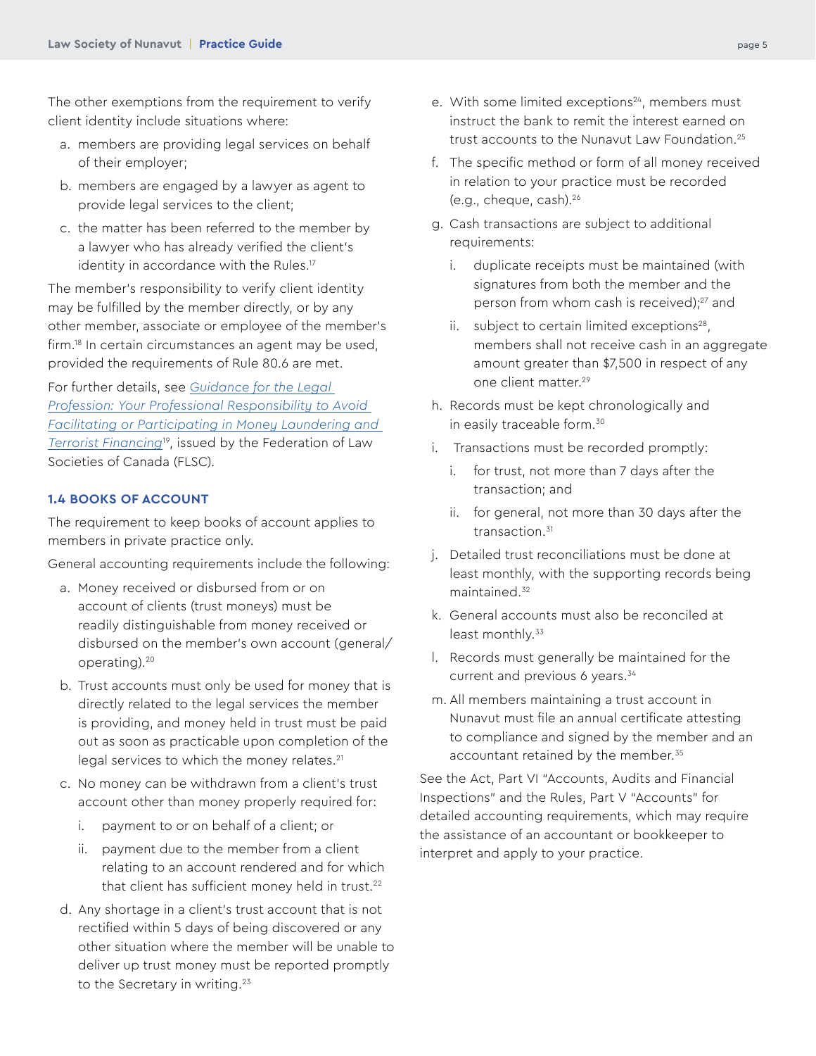The other exemptions from the requirement to verify client identity include situations where:

a. members are providing legal services on behalf of their employer;
b. members are engaged by a lawyer as agent to provide legal services to the client;
c. the matter has been referred to the member by a lawyer who has already verified the client's identity in accordance with the Rules.[17]

The member's responsibility to verify client identity may be fulfilled by the member directly, or by any other member, associate or employee of the member's firm.[18] In certain circumstances an agent may be used, provided the requirements of Rule 80.6 are met.

For further details, see *Guidance for the Legal Profession: Your Professional Responsibility to Avoid Facilitating or Participating in Money Laundering and Terrorist Financing*[19], issued by the Federation of Law Societies of Canada (FLSC).

### 1.4 BOOKS OF ACCOUNT

The requirement to keep books of account applies to members in private practice only.

General accounting requirements include the following:

a. Money received or disbursed from or on account of clients (trust moneys) must be readily distinguishable from money received or disbursed on the member's own account (general/operating).[20]
b. Trust accounts must only be used for money that is directly related to the legal services the member is providing, and money held in trust must be paid out as soon as practicable upon completion of the legal services to which the money relates.[21]
c. No money can be withdrawn from a client's trust account other than money properly required for:
   i. payment to or on behalf of a client; or
   ii. payment due to the member from a client relating to an account rendered and for which that client has sufficient money held in trust.[22]
d. Any shortage in a client's trust account that is not rectified within 5 days of being discovered or any other situation where the member will be unable to deliver up trust money must be reported promptly to the Secretary in writing.[23]
e. With some limited exceptions[24], members must instruct the bank to remit the interest earned on trust accounts to the Nunavut Law Foundation.[25]
f. The specific method or form of all money received in relation to your practice must be recorded (e.g., cheque, cash).[26]
g. Cash transactions are subject to additional requirements:
   i. duplicate receipts must be maintained (with signatures from both the member and the person from whom cash is received);[27] and
   ii. subject to certain limited exceptions[28], members shall not receive cash in an aggregate amount greater than $7,500 in respect of any one client matter.[29]
h. Records must be kept chronologically and in easily traceable form.[30]
i. Transactions must be recorded promptly:
   i. for trust, not more than 7 days after the transaction; and
   ii. for general, not more than 30 days after the transaction.[31]
j. Detailed trust reconciliations must be done at least monthly, with the supporting records being maintained.[32]
k. General accounts must also be reconciled at least monthly.[33]
l. Records must generally be maintained for the current and previous 6 years.[34]
m. All members maintaining a trust account in Nunavut must file an annual certificate attesting to compliance and signed by the member and an accountant retained by the member.[35]

See the Act, Part VI "Accounts, Audits and Financial Inspections" and the Rules, Part V "Accounts" for detailed accounting requirements, which may require the assistance of an accountant or bookkeeper to interpret and apply to your practice.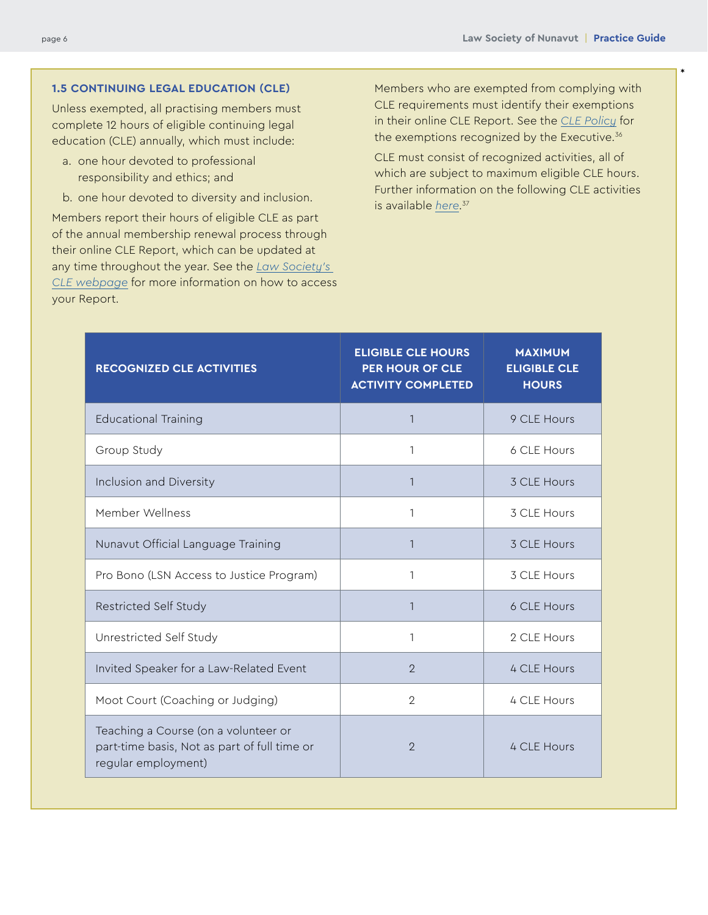### 1.5 CONTINUING LEGAL EDUCATION (CLE)

Unless exempted, all practising members must complete 12 hours of eligible continuing legal education (CLE) annually, which must include:

a. one hour devoted to professional responsibility and ethics; and

b. one hour devoted to diversity and inclusion.

Members report their hours of eligible CLE as part of the annual membership renewal process through their online CLE Report, which can be updated at any time throughout the year. See the Law Society's CLE webpage for more information on how to access your Report.

Members who are exempted from complying with CLE requirements must identify their exemptions in their online CLE Report. See the CLE Policy for the exemptions recognized by the Executive.[36]

CLE must consist of recognized activities, all of which are subject to maximum eligible CLE hours. Further information on the following CLE activities is available here.[37]

| RECOGNIZED CLE ACTIVITIES | ELIGIBLE CLE HOURS PER HOUR OF CLE ACTIVITY COMPLETED | MAXIMUM ELIGIBLE CLE HOURS |
|---|---|---|
| Educational Training | 1 | 9 CLE Hours |
| Group Study | 1 | 6 CLE Hours |
| Inclusion and Diversity | 1 | 3 CLE Hours |
| Member Wellness | 1 | 3 CLE Hours |
| Nunavut Official Language Training | 1 | 3 CLE Hours |
| Pro Bono (LSN Access to Justice Program) | 1 | 3 CLE Hours |
| Restricted Self Study | 1 | 6 CLE Hours |
| Unrestricted Self Study | 1 | 2 CLE Hours |
| Invited Speaker for a Law-Related Event | 2 | 4 CLE Hours |
| Moot Court (Coaching or Judging) | 2 | 4 CLE Hours |
| Teaching a Course (on a volunteer or part-time basis, Not as part of full time or regular employment) | 2 | 4 CLE Hours |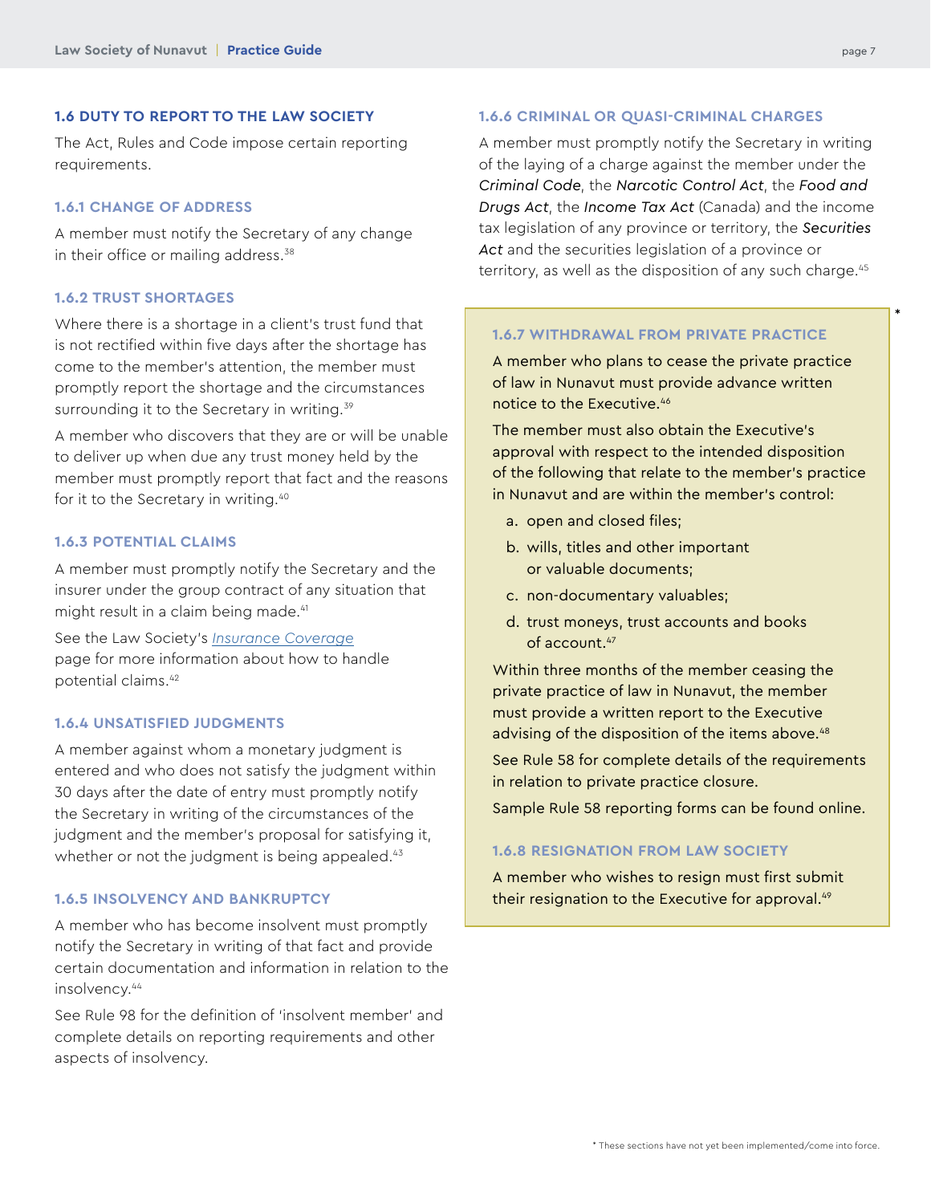## 1.6 DUTY TO REPORT TO THE LAW SOCIETY

The Act, Rules and Code impose certain reporting requirements.

### 1.6.1 CHANGE OF ADDRESS

A member must notify the Secretary of any change in their office or mailing address.[38]

### 1.6.2 TRUST SHORTAGES

Where there is a shortage in a client's trust fund that is not rectified within five days after the shortage has come to the member's attention, the member must promptly report the shortage and the circumstances surrounding it to the Secretary in writing.[39]

A member who discovers that they are or will be unable to deliver up when due any trust money held by the member must promptly report that fact and the reasons for it to the Secretary in writing.[40]

### 1.6.3 POTENTIAL CLAIMS

A member must promptly notify the Secretary and the insurer under the group contract of any situation that might result in a claim being made.[41]

See the Law Society's *Insurance Coverage* page for more information about how to handle potential claims.[42]

### 1.6.4 UNSATISFIED JUDGMENTS

A member against whom a monetary judgment is entered and who does not satisfy the judgment within 30 days after the date of entry must promptly notify the Secretary in writing of the circumstances of the judgment and the member's proposal for satisfying it, whether or not the judgment is being appealed.[43]

### 1.6.5 INSOLVENCY AND BANKRUPTCY

A member who has become insolvent must promptly notify the Secretary in writing of that fact and provide certain documentation and information in relation to the insolvency.[44]

See Rule 98 for the definition of 'insolvent member' and complete details on reporting requirements and other aspects of insolvency.

### 1.6.6 CRIMINAL OR QUASI-CRIMINAL CHARGES

A member must promptly notify the Secretary in writing of the laying of a charge against the member under the *Criminal Code*, the *Narcotic Control Act*, the *Food and Drugs Act*, the *Income Tax Act* (Canada) and the income tax legislation of any province or territory, the *Securities Act* and the securities legislation of a province or territory, as well as the disposition of any such charge.[45]

### 1.6.7 WITHDRAWAL FROM PRIVATE PRACTICE *

A member who plans to cease the private practice of law in Nunavut must provide advance written notice to the Executive.[46]

The member must also obtain the Executive's approval with respect to the intended disposition of the following that relate to the member's practice in Nunavut and are within the member's control:

a. open and closed files;
b. wills, titles and other important or valuable documents;
c. non-documentary valuables;
d. trust moneys, trust accounts and books of account.[47]

Within three months of the member ceasing the private practice of law in Nunavut, the member must provide a written report to the Executive advising of the disposition of the items above.[48]

See Rule 58 for complete details of the requirements in relation to private practice closure.

Sample Rule 58 reporting forms can be found online.

### 1.6.8 RESIGNATION FROM LAW SOCIETY

A member who wishes to resign must first submit their resignation to the Executive for approval.[49]

\* These sections have not yet been implemented/come into force.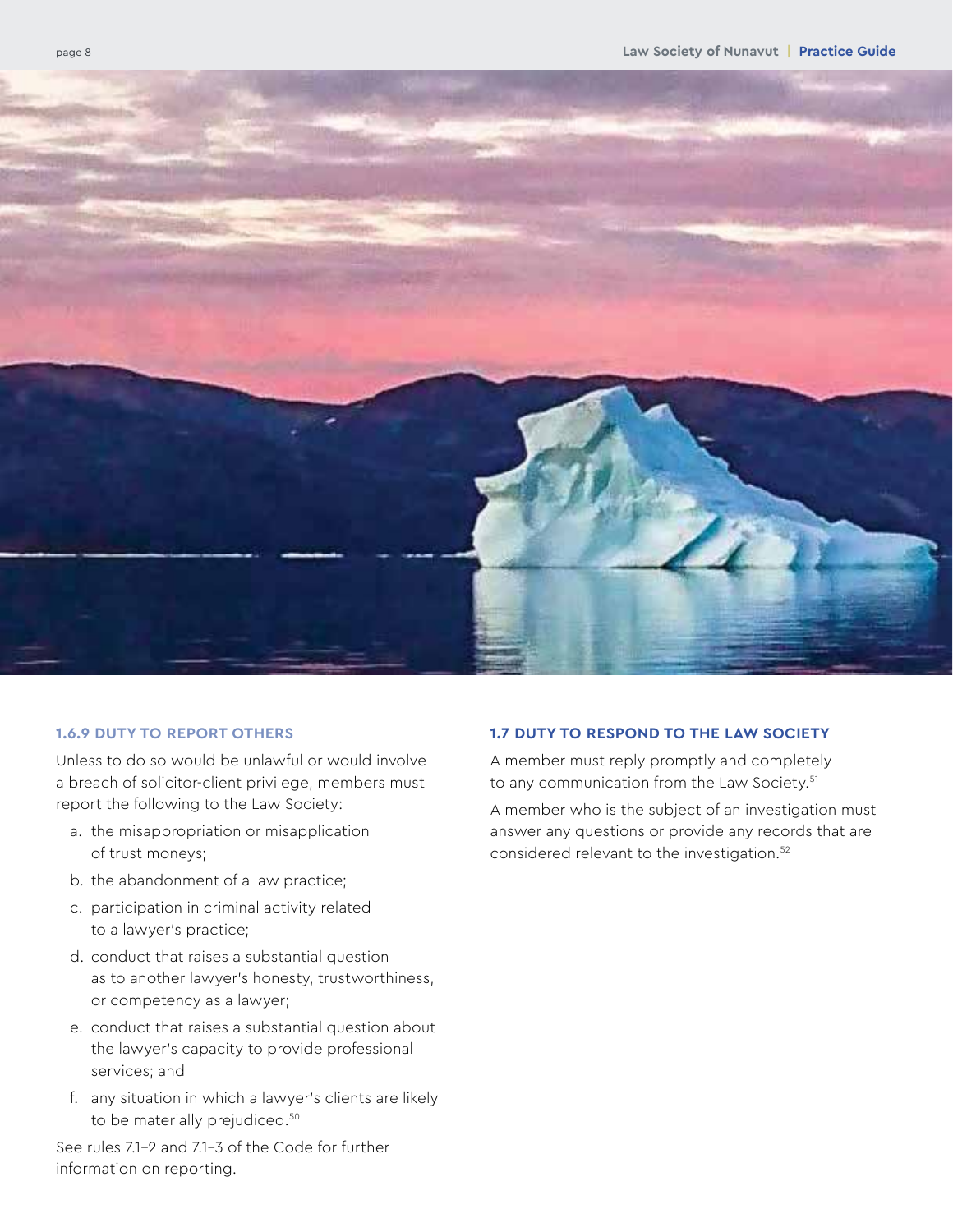### 1.6.9 DUTY TO REPORT OTHERS

Unless to do so would be unlawful or would involve a breach of solicitor-client privilege, members must report the following to the Law Society:

a. the misappropriation or misapplication of trust moneys;

b. the abandonment of a law practice;

c. participation in criminal activity related to a lawyer's practice;

d. conduct that raises a substantial question as to another lawyer's honesty, trustworthiness, or competency as a lawyer;

e. conduct that raises a substantial question about the lawyer's capacity to provide professional services; and

f. any situation in which a lawyer's clients are likely to be materially prejudiced.[50]

See rules 7.1-2 and 7.1-3 of the Code for further information on reporting.

### 1.7 DUTY TO RESPOND TO THE LAW SOCIETY

A member must reply promptly and completely to any communication from the Law Society.[51]

A member who is the subject of an investigation must answer any questions or provide any records that are considered relevant to the investigation.[52]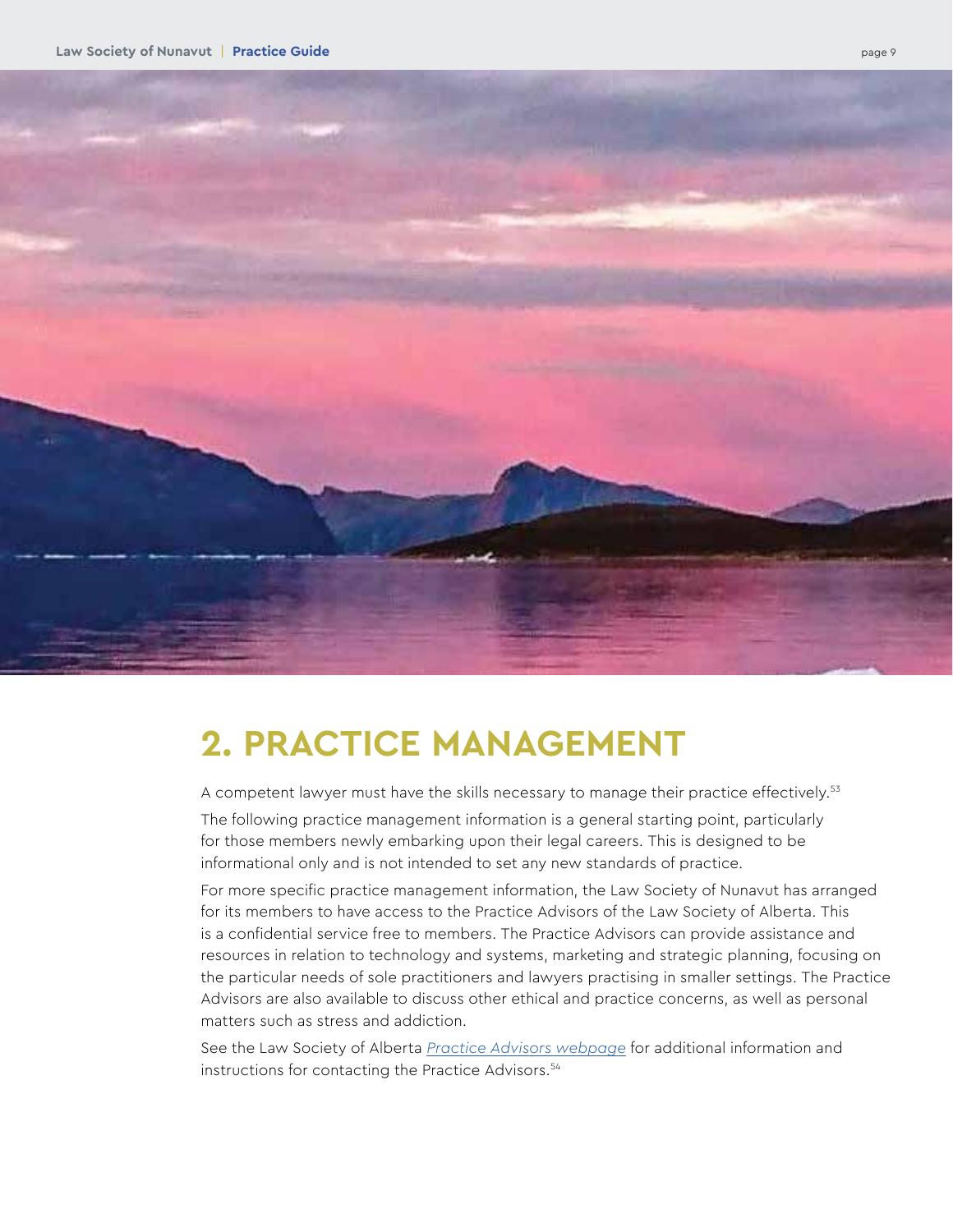# 2. PRACTICE MANAGEMENT

A competent lawyer must have the skills necessary to manage their practice effectively.[53]

The following practice management information is a general starting point, particularly for those members newly embarking upon their legal careers. This is designed to be informational only and is not intended to set any new standards of practice.

For more specific practice management information, the Law Society of Nunavut has arranged for its members to have access to the Practice Advisors of the Law Society of Alberta. This is a confidential service free to members. The Practice Advisors can provide assistance and resources in relation to technology and systems, marketing and strategic planning, focusing on the particular needs of sole practitioners and lawyers practising in smaller settings. The Practice Advisors are also available to discuss other ethical and practice concerns, as well as personal matters such as stress and addiction.

See the Law Society of Alberta *Practice Advisors webpage* for additional information and instructions for contacting the Practice Advisors.[54]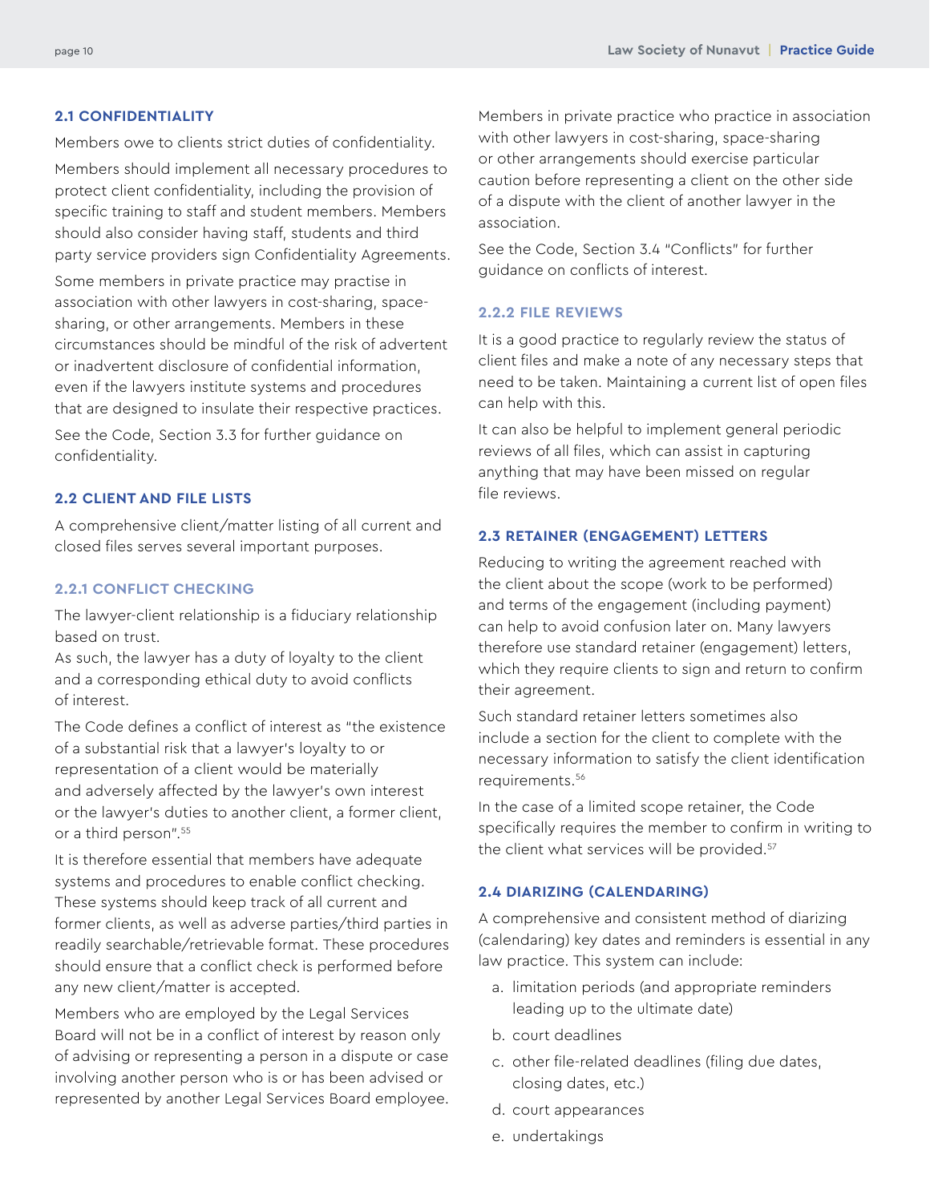## 2.1 CONFIDENTIALITY

Members owe to clients strict duties of confidentiality.

Members should implement all necessary procedures to protect client confidentiality, including the provision of specific training to staff and student members. Members should also consider having staff, students and third party service providers sign Confidentiality Agreements.

Some members in private practice may practise in association with other lawyers in cost-sharing, space-sharing, or other arrangements. Members in these circumstances should be mindful of the risk of advertent or inadvertent disclosure of confidential information, even if the lawyers institute systems and procedures that are designed to insulate their respective practices.

See the Code, Section 3.3 for further guidance on confidentiality.

## 2.2 CLIENT AND FILE LISTS

A comprehensive client/matter listing of all current and closed files serves several important purposes.

### 2.2.1 CONFLICT CHECKING

The lawyer-client relationship is a fiduciary relationship based on trust.
As such, the lawyer has a duty of loyalty to the client and a corresponding ethical duty to avoid conflicts of interest.

The Code defines a conflict of interest as "the existence of a substantial risk that a lawyer's loyalty to or representation of a client would be materially and adversely affected by the lawyer's own interest or the lawyer's duties to another client, a former client, or a third person".[55]

It is therefore essential that members have adequate systems and procedures to enable conflict checking. These systems should keep track of all current and former clients, as well as adverse parties/third parties in readily searchable/retrievable format. These procedures should ensure that a conflict check is performed before any new client/matter is accepted.

Members who are employed by the Legal Services Board will not be in a conflict of interest by reason only of advising or representing a person in a dispute or case involving another person who is or has been advised or represented by another Legal Services Board employee.

Members in private practice who practice in association with other lawyers in cost-sharing, space-sharing or other arrangements should exercise particular caution before representing a client on the other side of a dispute with the client of another lawyer in the association.

See the Code, Section 3.4 "Conflicts" for further guidance on conflicts of interest.

### 2.2.2 FILE REVIEWS

It is a good practice to regularly review the status of client files and make a note of any necessary steps that need to be taken. Maintaining a current list of open files can help with this.

It can also be helpful to implement general periodic reviews of all files, which can assist in capturing anything that may have been missed on regular file reviews.

## 2.3 RETAINER (ENGAGEMENT) LETTERS

Reducing to writing the agreement reached with the client about the scope (work to be performed) and terms of the engagement (including payment) can help to avoid confusion later on. Many lawyers therefore use standard retainer (engagement) letters, which they require clients to sign and return to confirm their agreement.

Such standard retainer letters sometimes also include a section for the client to complete with the necessary information to satisfy the client identification requirements.[56]

In the case of a limited scope retainer, the Code specifically requires the member to confirm in writing to the client what services will be provided.[57]

## 2.4 DIARIZING (CALENDARING)

A comprehensive and consistent method of diarizing (calendaring) key dates and reminders is essential in any law practice. This system can include:

a. limitation periods (and appropriate reminders leading up to the ultimate date)
b. court deadlines
c. other file-related deadlines (filing due dates, closing dates, etc.)
d. court appearances
e. undertakings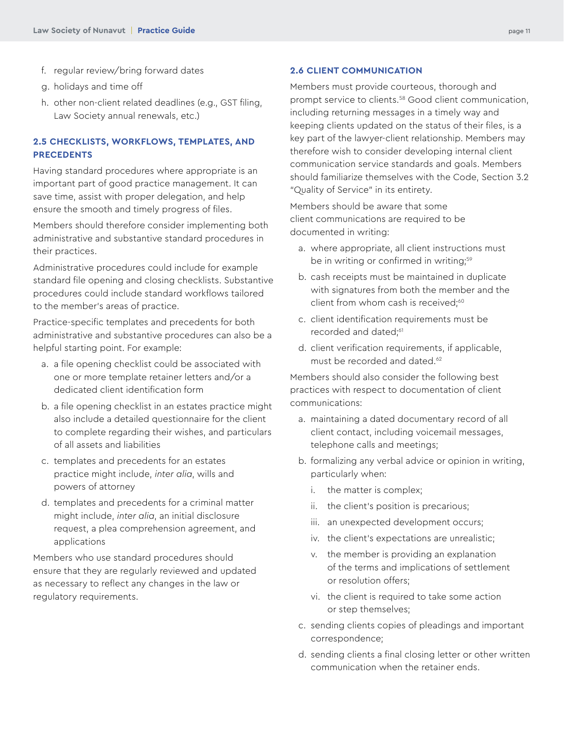f. regular review/bring forward dates
g. holidays and time off
h. other non-client related deadlines (e.g., GST filing, Law Society annual renewals, etc.)

### 2.5 CHECKLISTS, WORKFLOWS, TEMPLATES, AND PRECEDENTS

Having standard procedures where appropriate is an important part of good practice management. It can save time, assist with proper delegation, and help ensure the smooth and timely progress of files.

Members should therefore consider implementing both administrative and substantive standard procedures in their practices.

Administrative procedures could include for example standard file opening and closing checklists. Substantive procedures could include standard workflows tailored to the member's areas of practice.

Practice-specific templates and precedents for both administrative and substantive procedures can also be a helpful starting point. For example:

a. a file opening checklist could be associated with one or more template retainer letters and/or a dedicated client identification form
b. a file opening checklist in an estates practice might also include a detailed questionnaire for the client to complete regarding their wishes, and particulars of all assets and liabilities
c. templates and precedents for an estates practice might include, *inter alia*, wills and powers of attorney
d. templates and precedents for a criminal matter might include, *inter alia*, an initial disclosure request, a plea comprehension agreement, and applications

Members who use standard procedures should ensure that they are regularly reviewed and updated as necessary to reflect any changes in the law or regulatory requirements.

### 2.6 CLIENT COMMUNICATION

Members must provide courteous, thorough and prompt service to clients.[58] Good client communication, including returning messages in a timely way and keeping clients updated on the status of their files, is a key part of the lawyer-client relationship. Members may therefore wish to consider developing internal client communication service standards and goals. Members should familiarize themselves with the Code, Section 3.2 "Quality of Service" in its entirety.

Members should be aware that some client communications are required to be documented in writing:

a. where appropriate, all client instructions must be in writing or confirmed in writing;[59]
b. cash receipts must be maintained in duplicate with signatures from both the member and the client from whom cash is received;[60]
c. client identification requirements must be recorded and dated;[61]
d. client verification requirements, if applicable, must be recorded and dated.[62]

Members should also consider the following best practices with respect to documentation of client communications:

a. maintaining a dated documentary record of all client contact, including voicemail messages, telephone calls and meetings;
b. formalizing any verbal advice or opinion in writing, particularly when:
   i. the matter is complex;
   ii. the client's position is precarious;
   iii. an unexpected development occurs;
   iv. the client's expectations are unrealistic;
   v. the member is providing an explanation of the terms and implications of settlement or resolution offers;
   vi. the client is required to take some action or step themselves;
c. sending clients copies of pleadings and important correspondence;
d. sending clients a final closing letter or other written communication when the retainer ends.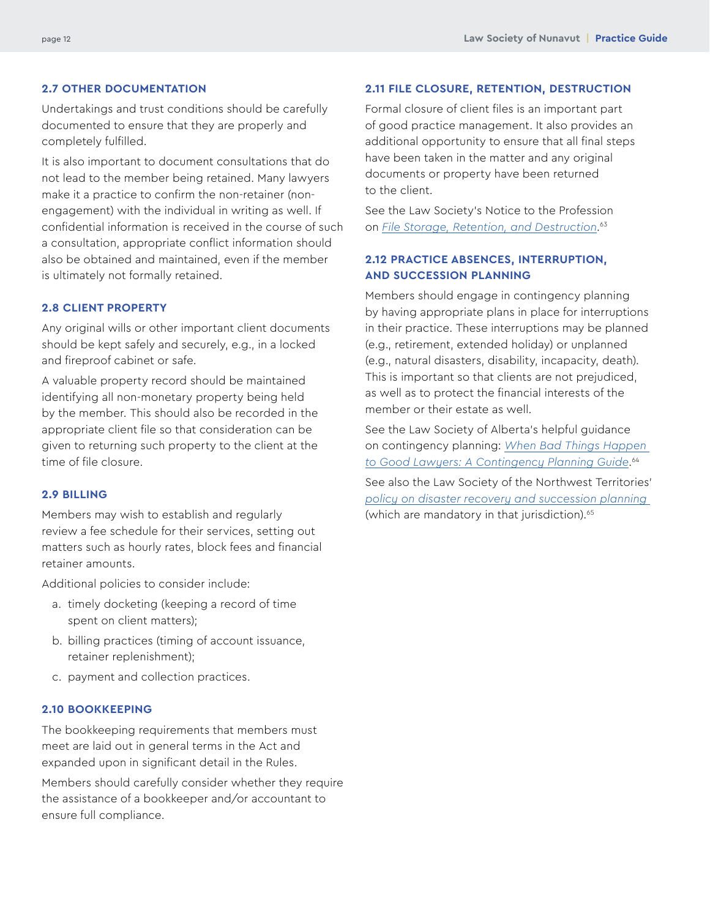### 2.7 OTHER DOCUMENTATION

Undertakings and trust conditions should be carefully documented to ensure that they are properly and completely fulfilled.

It is also important to document consultations that do not lead to the member being retained. Many lawyers make it a practice to confirm the non-retainer (non-engagement) with the individual in writing as well. If confidential information is received in the course of such a consultation, appropriate conflict information should also be obtained and maintained, even if the member is ultimately not formally retained.

### 2.8 CLIENT PROPERTY

Any original wills or other important client documents should be kept safely and securely, e.g., in a locked and fireproof cabinet or safe.

A valuable property record should be maintained identifying all non-monetary property being held by the member. This should also be recorded in the appropriate client file so that consideration can be given to returning such property to the client at the time of file closure.

### 2.9 BILLING

Members may wish to establish and regularly review a fee schedule for their services, setting out matters such as hourly rates, block fees and financial retainer amounts.

Additional policies to consider include:

a. timely docketing (keeping a record of time spent on client matters);
b. billing practices (timing of account issuance, retainer replenishment);
c. payment and collection practices.

### 2.10 BOOKKEEPING

The bookkeeping requirements that members must meet are laid out in general terms in the Act and expanded upon in significant detail in the Rules.

Members should carefully consider whether they require the assistance of a bookkeeper and/or accountant to ensure full compliance.

### 2.11 FILE CLOSURE, RETENTION, DESTRUCTION

Formal closure of client files is an important part of good practice management. It also provides an additional opportunity to ensure that all final steps have been taken in the matter and any original documents or property have been returned to the client.

See the Law Society's Notice to the Profession on *File Storage, Retention, and Destruction*.[63]

### 2.12 PRACTICE ABSENCES, INTERRUPTION, AND SUCCESSION PLANNING

Members should engage in contingency planning by having appropriate plans in place for interruptions in their practice. These interruptions may be planned (e.g., retirement, extended holiday) or unplanned (e.g., natural disasters, disability, incapacity, death). This is important so that clients are not prejudiced, as well as to protect the financial interests of the member or their estate as well.

See the Law Society of Alberta's helpful guidance on contingency planning: *When Bad Things Happen to Good Lawyers: A Contingency Planning Guide*.[64]

See also the Law Society of the Northwest Territories' *policy on disaster recovery and succession planning* (which are mandatory in that jurisdiction).[65]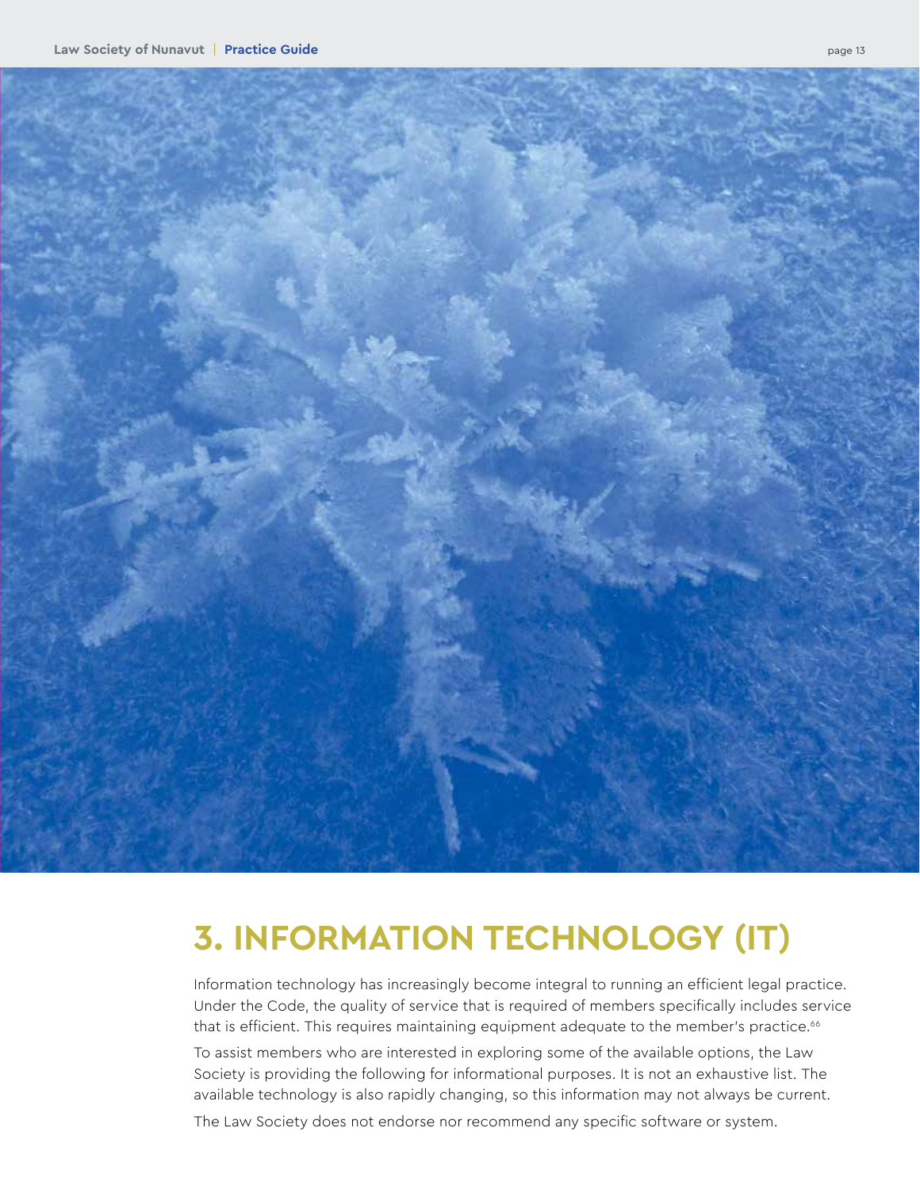# 3. INFORMATION TECHNOLOGY (IT)

Information technology has increasingly become integral to running an efficient legal practice. Under the Code, the quality of service that is required of members specifically includes service that is efficient. This requires maintaining equipment adequate to the member's practice.[66]

To assist members who are interested in exploring some of the available options, the Law Society is providing the following for informational purposes. It is not an exhaustive list. The available technology is also rapidly changing, so this information may not always be current.

The Law Society does not endorse nor recommend any specific software or system.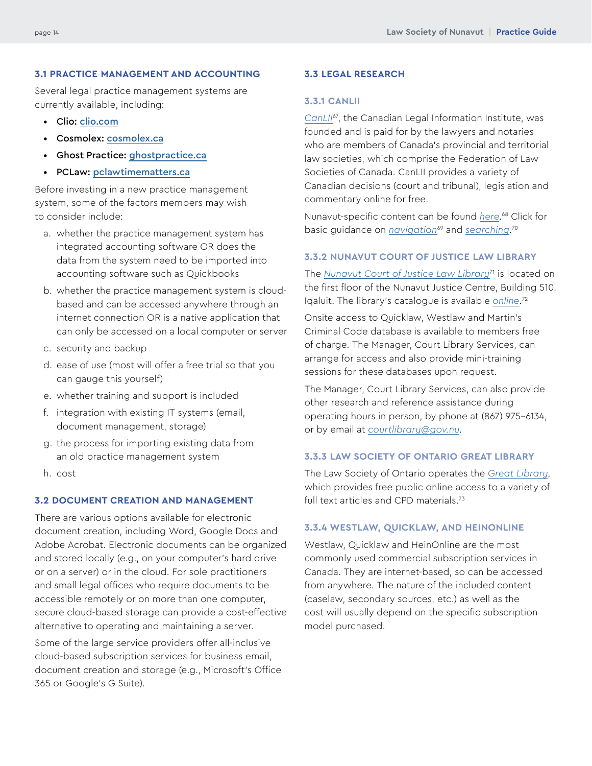### 3.1 PRACTICE MANAGEMENT AND ACCOUNTING

Several legal practice management systems are currently available, including:

- **Clio:** clio.com
- **Cosmolex:** cosmolex.ca
- **Ghost Practice:** ghostpractice.ca
- **PCLaw:** pclawtimematters.ca

Before investing in a new practice management system, some of the factors members may wish to consider include:

a. whether the practice management system has integrated accounting software OR does the data from the system need to be imported into accounting software such as Quickbooks

b. whether the practice management system is cloud-based and can be accessed anywhere through an internet connection OR is a native application that can only be accessed on a local computer or server

c. security and backup

d. ease of use (most will offer a free trial so that you can gauge this yourself)

e. whether training and support is included

f. integration with existing IT systems (email, document management, storage)

g. the process for importing existing data from an old practice management system

h. cost

### 3.2 DOCUMENT CREATION AND MANAGEMENT

There are various options available for electronic document creation, including Word, Google Docs and Adobe Acrobat. Electronic documents can be organized and stored locally (e.g., on your computer's hard drive or on a server) or in the cloud. For sole practitioners and small legal offices who require documents to be accessible remotely or on more than one computer, secure cloud-based storage can provide a cost-effective alternative to operating and maintaining a server.

Some of the large service providers offer all-inclusive cloud-based subscription services for business email, document creation and storage (e.g., Microsoft's Office 365 or Google's G Suite).

### 3.3 LEGAL RESEARCH

#### 3.3.1 CANLII

*CanLII*[67], the Canadian Legal Information Institute, was founded and is paid for by the lawyers and notaries who are members of Canada's provincial and territorial law societies, which comprise the Federation of Law Societies of Canada. CanLII provides a variety of Canadian decisions (court and tribunal), legislation and commentary online for free.

Nunavut-specific content can be found *here*.[68] Click for basic guidance on *navigation*[69] and *searching*.[70]

#### 3.3.2 NUNAVUT COURT OF JUSTICE LAW LIBRARY

The *Nunavut Court of Justice Law Library*[71] is located on the first floor of the Nunavut Justice Centre, Building 510, Iqaluit. The library's catalogue is available *online*.[72]

Onsite access to Quicklaw, Westlaw and Martin's Criminal Code database is available to members free of charge. The Manager, Court Library Services, can arrange for access and also provide mini-training sessions for these databases upon request.

The Manager, Court Library Services, can also provide other research and reference assistance during operating hours in person, by phone at (867) 975-6134, or by email at *courtlibrary@gov.nu*.

#### 3.3.3 LAW SOCIETY OF ONTARIO GREAT LIBRARY

The Law Society of Ontario operates the *Great Library*, which provides free public online access to a variety of full text articles and CPD materials.[73]

#### 3.3.4 WESTLAW, QUICKLAW, AND HEINONLINE

Westlaw, Quicklaw and HeinOnline are the most commonly used commercial subscription services in Canada. They are internet-based, so can be accessed from anywhere. The nature of the included content (caselaw, secondary sources, etc.) as well as the cost will usually depend on the specific subscription model purchased.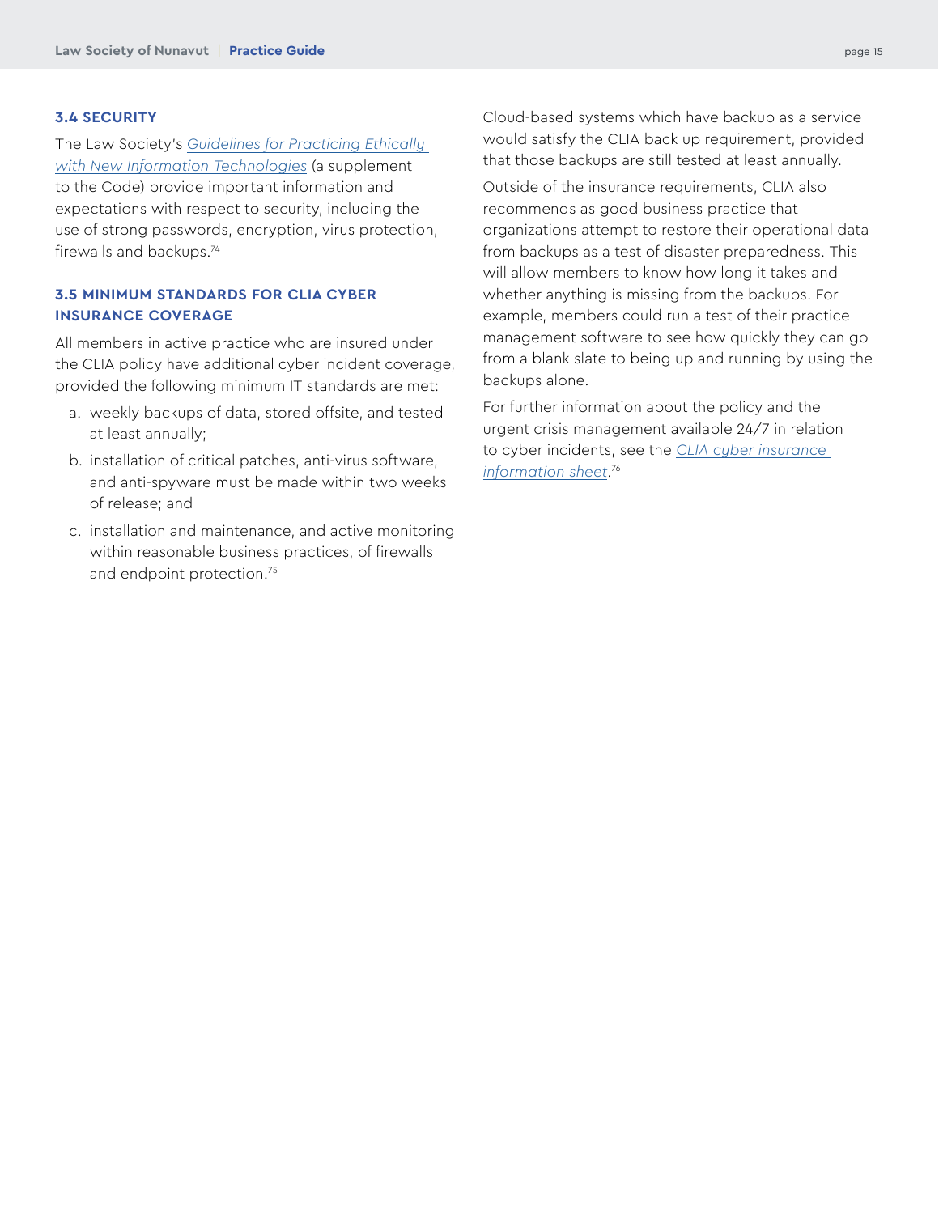### 3.4 SECURITY

The Law Society's *Guidelines for Practicing Ethically with New Information Technologies* (a supplement to the Code) provide important information and expectations with respect to security, including the use of strong passwords, encryption, virus protection, firewalls and backups.[74]

### 3.5 MINIMUM STANDARDS FOR CLIA CYBER INSURANCE COVERAGE

All members in active practice who are insured under the CLIA policy have additional cyber incident coverage, provided the following minimum IT standards are met:

a. weekly backups of data, stored offsite, and tested at least annually;

b. installation of critical patches, anti-virus software, and anti-spyware must be made within two weeks of release; and

c. installation and maintenance, and active monitoring within reasonable business practices, of firewalls and endpoint protection.[75]

Cloud-based systems which have backup as a service would satisfy the CLIA back up requirement, provided that those backups are still tested at least annually.

Outside of the insurance requirements, CLIA also recommends as good business practice that organizations attempt to restore their operational data from backups as a test of disaster preparedness. This will allow members to know how long it takes and whether anything is missing from the backups. For example, members could run a test of their practice management software to see how quickly they can go from a blank slate to being up and running by using the backups alone.

For further information about the policy and the urgent crisis management available 24/7 in relation to cyber incidents, see the *CLIA cyber insurance information sheet*.[76]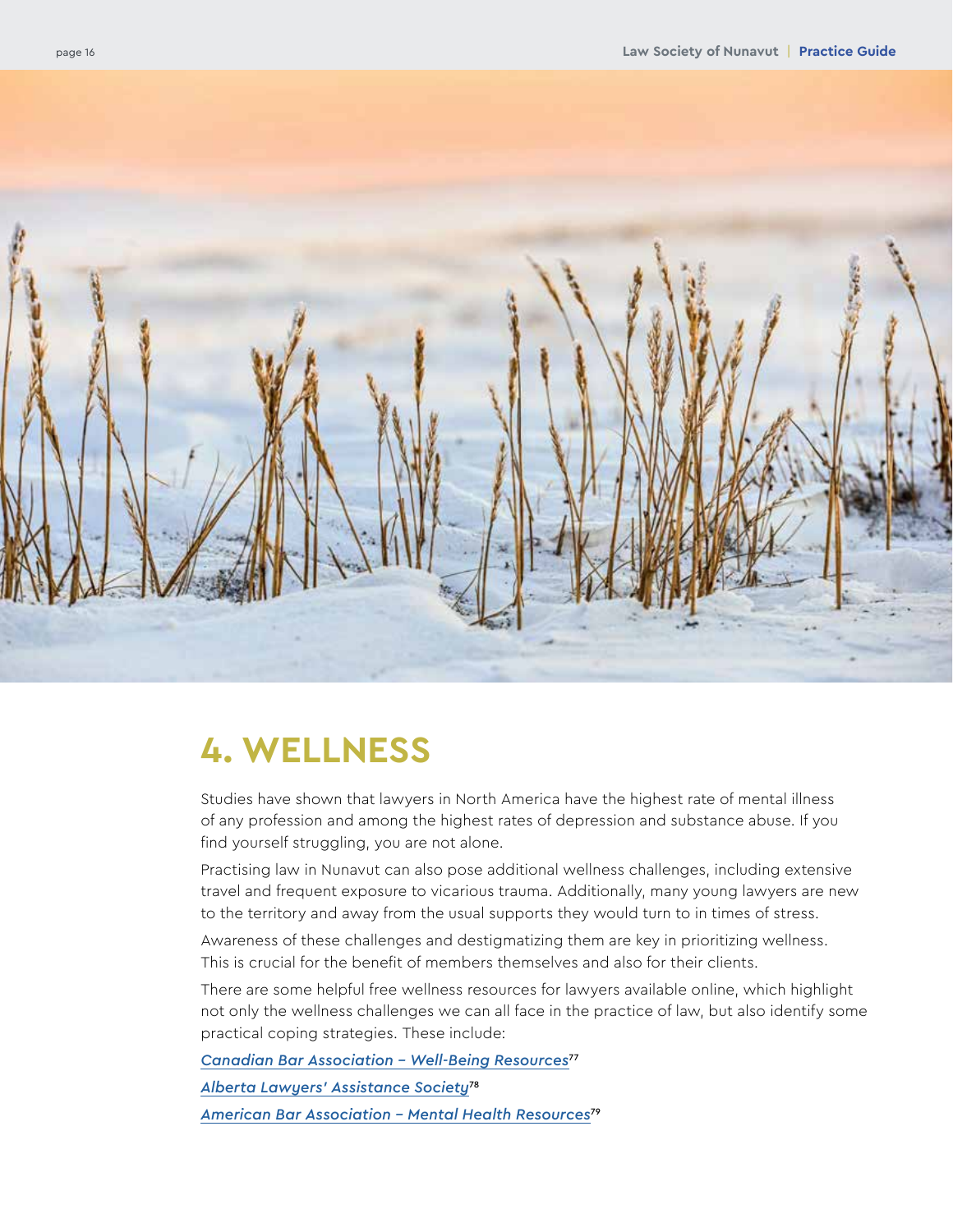# 4. WELLNESS

Studies have shown that lawyers in North America have the highest rate of mental illness of any profession and among the highest rates of depression and substance abuse. If you find yourself struggling, you are not alone.

Practising law in Nunavut can also pose additional wellness challenges, including extensive travel and frequent exposure to vicarious trauma. Additionally, many young lawyers are new to the territory and away from the usual supports they would turn to in times of stress.

Awareness of these challenges and destigmatizing them are key in prioritizing wellness. This is crucial for the benefit of members themselves and also for their clients.

There are some helpful free wellness resources for lawyers available online, which highlight not only the wellness challenges we can all face in the practice of law, but also identify some practical coping strategies. These include:

*Canadian Bar Association – Well-Being Resources*[77]

*Alberta Lawyers' Assistance Society*[78]

*American Bar Association – Mental Health Resources*[79]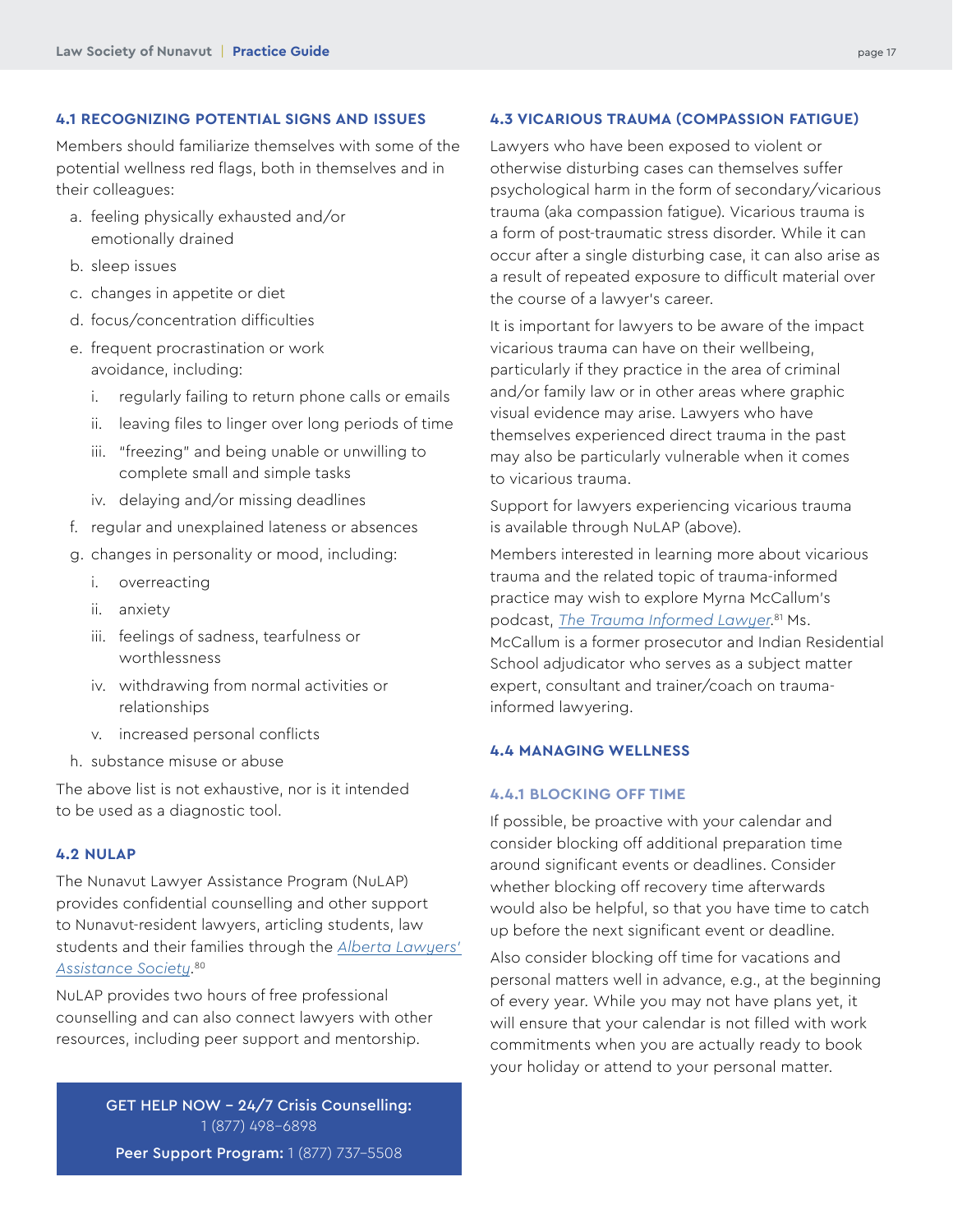### 4.1 RECOGNIZING POTENTIAL SIGNS AND ISSUES

Members should familiarize themselves with some of the potential wellness red flags, both in themselves and in their colleagues:

a. feeling physically exhausted and/or emotionally drained
b. sleep issues
c. changes in appetite or diet
d. focus/concentration difficulties
e. frequent procrastination or work avoidance, including:
    i. regularly failing to return phone calls or emails
    ii. leaving files to linger over long periods of time
    iii. "freezing" and being unable or unwilling to complete small and simple tasks
    iv. delaying and/or missing deadlines
f. regular and unexplained lateness or absences
g. changes in personality or mood, including:
    i. overreacting
    ii. anxiety
    iii. feelings of sadness, tearfulness or worthlessness
    iv. withdrawing from normal activities or relationships
    v. increased personal conflicts
h. substance misuse or abuse

The above list is not exhaustive, nor is it intended to be used as a diagnostic tool.

### 4.2 NULAP

The Nunavut Lawyer Assistance Program (NuLAP) provides confidential counselling and other support to Nunavut-resident lawyers, articling students, law students and their families through the *Alberta Lawyers' Assistance Society*.[80]

NuLAP provides two hours of free professional counselling and can also connect lawyers with other resources, including peer support and mentorship.

**GET HELP NOW – 24/7 Crisis Counselling:** 1 (877) 498-6898

**Peer Support Program:** 1 (877) 737-5508

### 4.3 VICARIOUS TRAUMA (COMPASSION FATIGUE)

Lawyers who have been exposed to violent or otherwise disturbing cases can themselves suffer psychological harm in the form of secondary/vicarious trauma (aka compassion fatigue). Vicarious trauma is a form of post-traumatic stress disorder. While it can occur after a single disturbing case, it can also arise as a result of repeated exposure to difficult material over the course of a lawyer's career.

It is important for lawyers to be aware of the impact vicarious trauma can have on their wellbeing, particularly if they practice in the area of criminal and/or family law or in other areas where graphic visual evidence may arise. Lawyers who have themselves experienced direct trauma in the past may also be particularly vulnerable when it comes to vicarious trauma.

Support for lawyers experiencing vicarious trauma is available through NuLAP (above).

Members interested in learning more about vicarious trauma and the related topic of trauma-informed practice may wish to explore Myrna McCallum's podcast, *The Trauma Informed Lawyer*.[81] Ms. McCallum is a former prosecutor and Indian Residential School adjudicator who serves as a subject matter expert, consultant and trainer/coach on trauma-informed lawyering.

### 4.4 MANAGING WELLNESS

#### 4.4.1 BLOCKING OFF TIME

If possible, be proactive with your calendar and consider blocking off additional preparation time around significant events or deadlines. Consider whether blocking off recovery time afterwards would also be helpful, so that you have time to catch up before the next significant event or deadline.

Also consider blocking off time for vacations and personal matters well in advance, e.g., at the beginning of every year. While you may not have plans yet, it will ensure that your calendar is not filled with work commitments when you are actually ready to book your holiday or attend to your personal matter.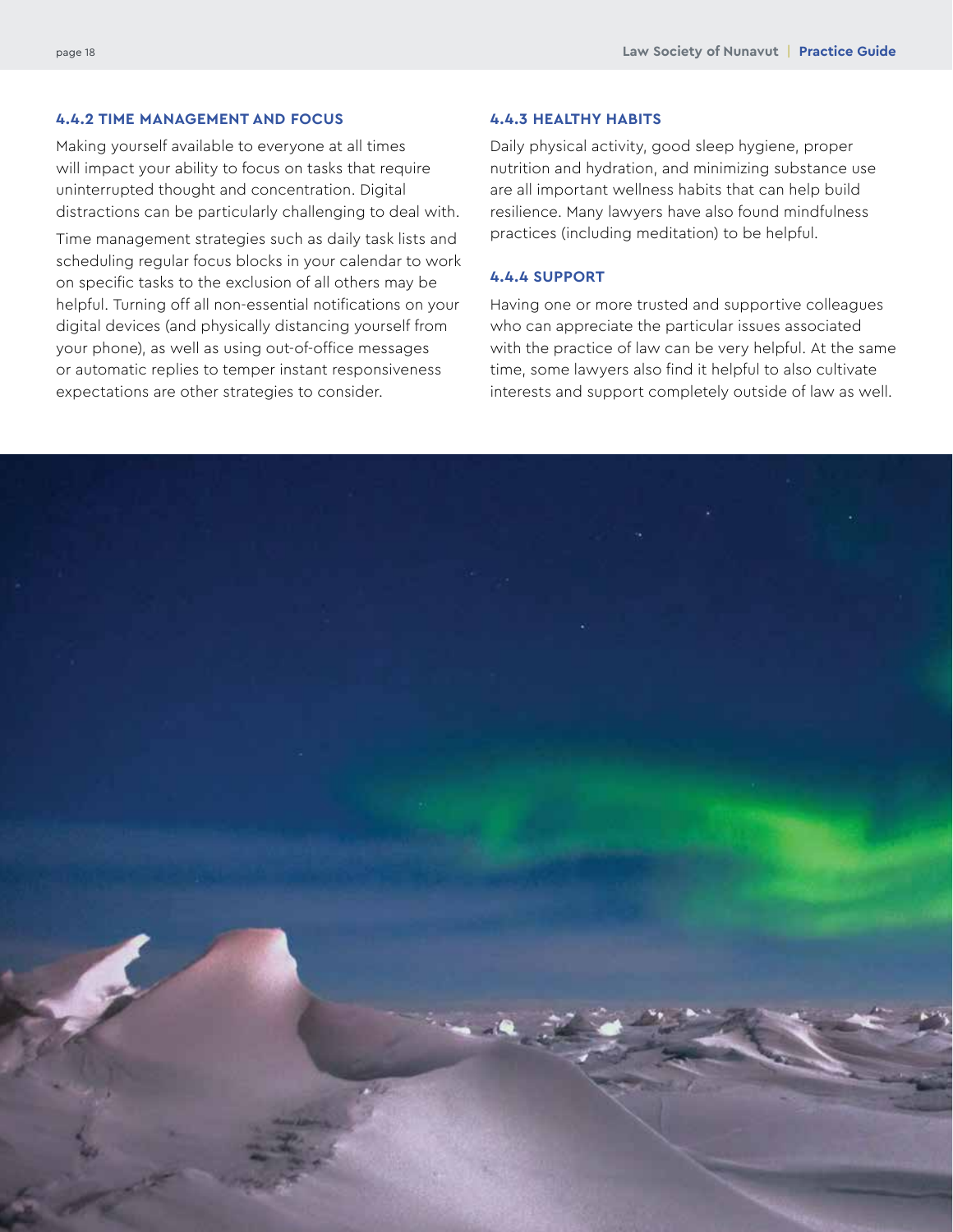#### 4.4.2 TIME MANAGEMENT AND FOCUS

Making yourself available to everyone at all times will impact your ability to focus on tasks that require uninterrupted thought and concentration. Digital distractions can be particularly challenging to deal with.

Time management strategies such as daily task lists and scheduling regular focus blocks in your calendar to work on specific tasks to the exclusion of all others may be helpful. Turning off all non-essential notifications on your digital devices (and physically distancing yourself from your phone), as well as using out-of-office messages or automatic replies to temper instant responsiveness expectations are other strategies to consider.

#### 4.4.3 HEALTHY HABITS

Daily physical activity, good sleep hygiene, proper nutrition and hydration, and minimizing substance use are all important wellness habits that can help build resilience. Many lawyers have also found mindfulness practices (including meditation) to be helpful.

#### 4.4.4 SUPPORT

Having one or more trusted and supportive colleagues who can appreciate the particular issues associated with the practice of law can be very helpful. At the same time, some lawyers also find it helpful to also cultivate interests and support completely outside of law as well.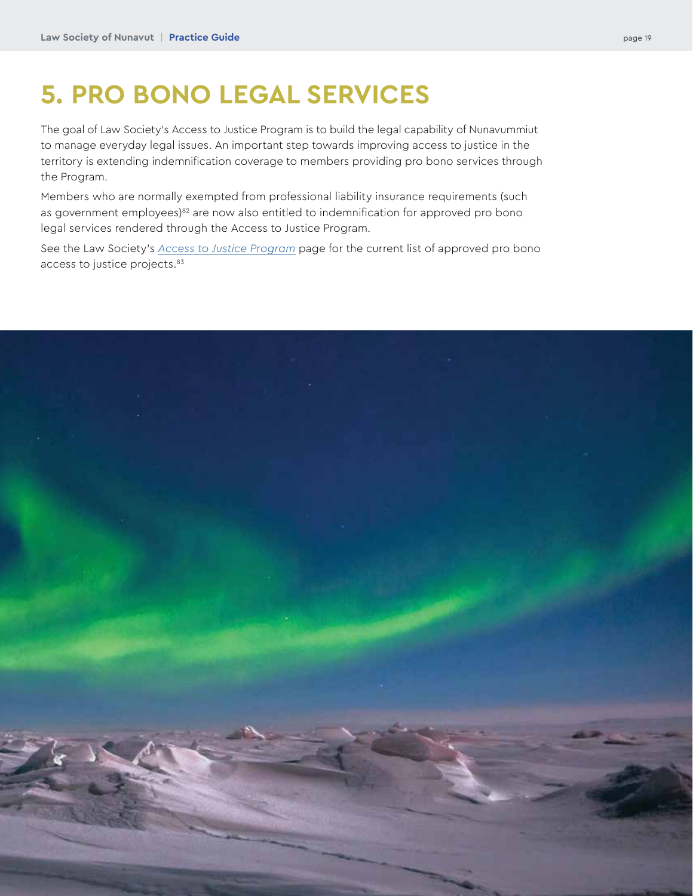# 5. PRO BONO LEGAL SERVICES

The goal of Law Society's Access to Justice Program is to build the legal capability of Nunavummiut to manage everyday legal issues. An important step towards improving access to justice in the territory is extending indemnification coverage to members providing pro bono services through the Program.

Members who are normally exempted from professional liability insurance requirements (such as government employees)[82] are now also entitled to indemnification for approved pro bono legal services rendered through the Access to Justice Program.

See the Law Society's *Access to Justice Program* page for the current list of approved pro bono access to justice projects.[83]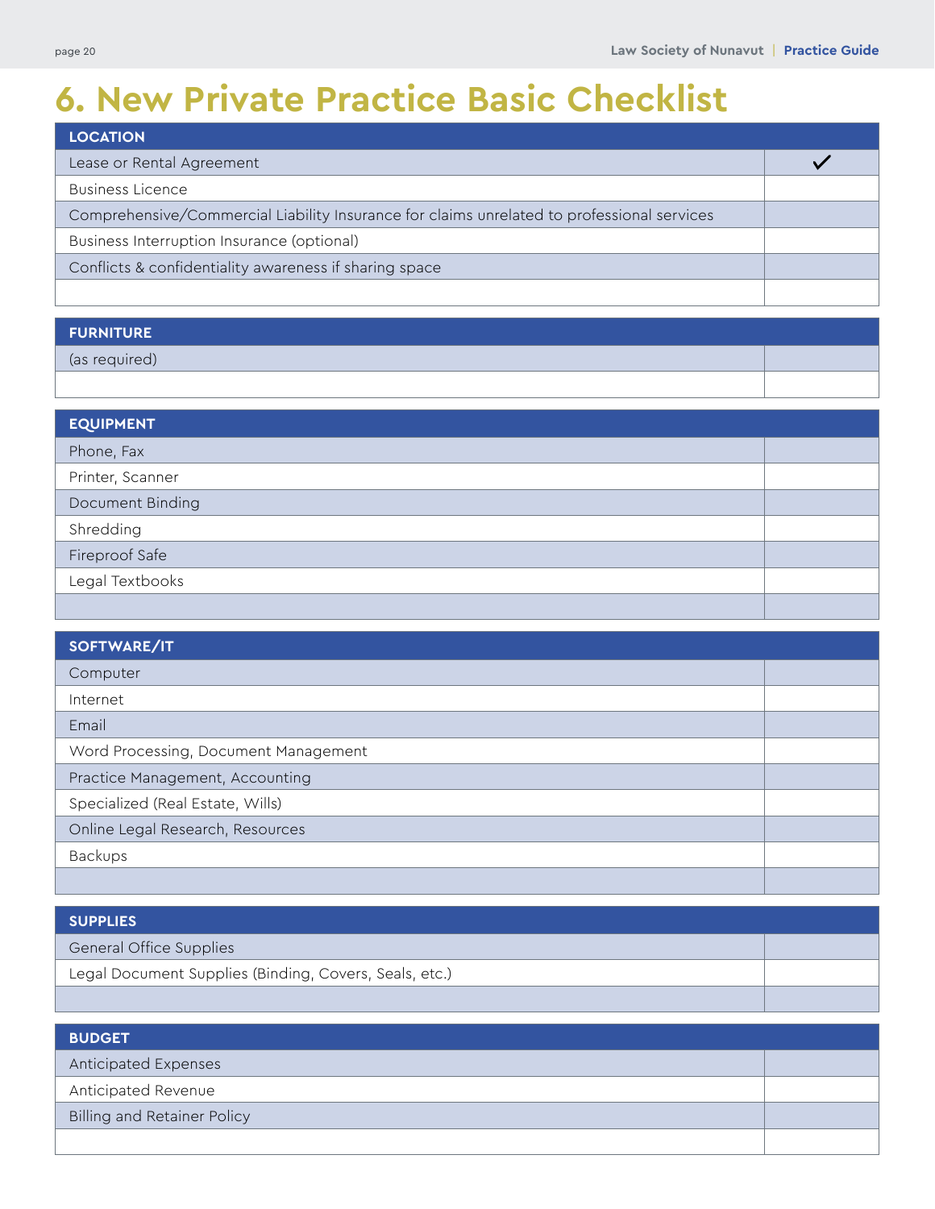# 6. New Private Practice Basic Checklist

| LOCATION | |
| --- | --- |
| Lease or Rental Agreement | ✓ |
| Business Licence | |
| Comprehensive/Commercial Liability Insurance for claims unrelated to professional services | |
| Business Interruption Insurance (optional) | |
| Conflicts & confidentiality awareness if sharing space | |
| | |

| FURNITURE | |
| --- | --- |
| (as required) | |
| | |

| EQUIPMENT | |
| --- | --- |
| Phone, Fax | |
| Printer, Scanner | |
| Document Binding | |
| Shredding | |
| Fireproof Safe | |
| Legal Textbooks | |
| | |

| SOFTWARE/IT | |
| --- | --- |
| Computer | |
| Internet | |
| Email | |
| Word Processing, Document Management | |
| Practice Management, Accounting | |
| Specialized (Real Estate, Wills) | |
| Online Legal Research, Resources | |
| Backups | |
| | |

| SUPPLIES | |
| --- | --- |
| General Office Supplies | |
| Legal Document Supplies (Binding, Covers, Seals, etc.) | |
| | |

| BUDGET | |
| --- | --- |
| Anticipated Expenses | |
| Anticipated Revenue | |
| Billing and Retainer Policy | |
| | |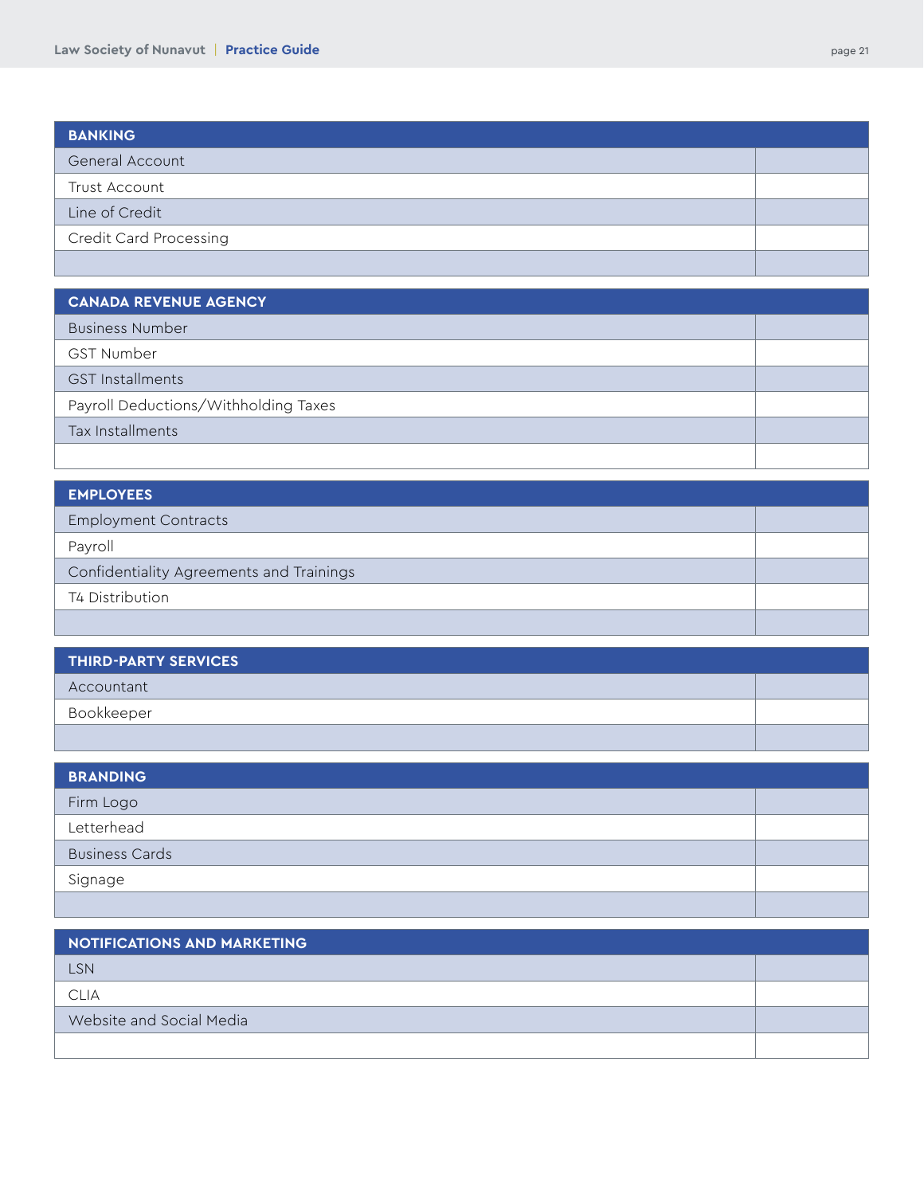| BANKING | |
|---|---|
| General Account | |
| Trust Account | |
| Line of Credit | |
| Credit Card Processing | |
| | |

| CANADA REVENUE AGENCY | |
|---|---|
| Business Number | |
| GST Number | |
| GST Installments | |
| Payroll Deductions/Withholding Taxes | |
| Tax Installments | |
| | |

| EMPLOYEES | |
|---|---|
| Employment Contracts | |
| Payroll | |
| Confidentiality Agreements and Trainings | |
| T4 Distribution | |
| | |

| THIRD-PARTY SERVICES | |
|---|---|
| Accountant | |
| Bookkeeper | |
| | |

| BRANDING | |
|---|---|
| Firm Logo | |
| Letterhead | |
| Business Cards | |
| Signage | |
| | |

| NOTIFICATIONS AND MARKETING | |
|---|---|
| LSN | |
| CLIA | |
| Website and Social Media | |
| | |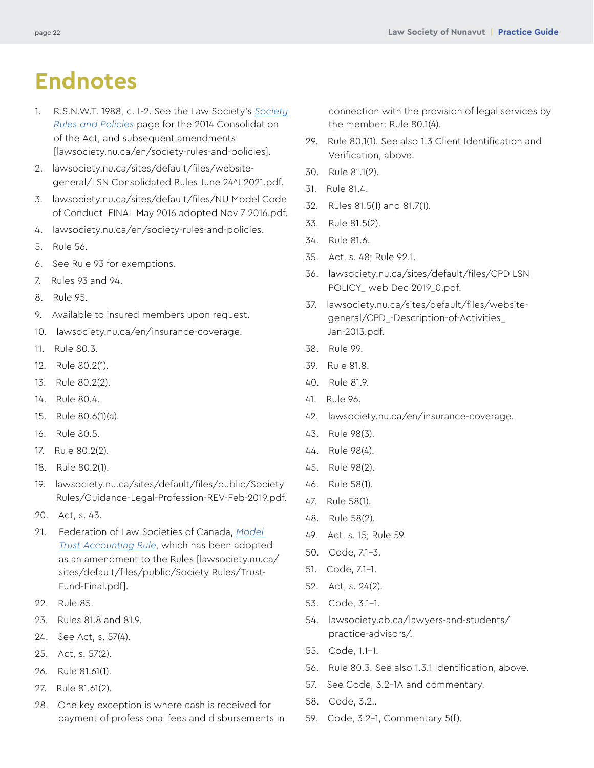# Endnotes

1. R.S.N.W.T. 1988, c. L-2. See the Law Society's *Society Rules and Policies* page for the 2014 Consolidation of the Act, and subsequent amendments [lawsociety.nu.ca/en/society-rules-and-policies].
2. lawsociety.nu.ca/sites/default/files/website-general/LSN Consolidated Rules June 24^J 2021.pdf.
3. lawsociety.nu.ca/sites/default/files/NU Model Code of Conduct FINAL May 2016 adopted Nov 7 2016.pdf.
4. lawsociety.nu.ca/en/society-rules-and-policies.
5. Rule 56.
6. See Rule 93 for exemptions.
7. Rules 93 and 94.
8. Rule 95.
9. Available to insured members upon request.
10. lawsociety.nu.ca/en/insurance-coverage.
11. Rule 80.3.
12. Rule 80.2(1).
13. Rule 80.2(2).
14. Rule 80.4.
15. Rule 80.6(1)(a).
16. Rule 80.5.
17. Rule 80.2(2).
18. Rule 80.2(1).
19. lawsociety.nu.ca/sites/default/files/public/Society Rules/Guidance-Legal-Profession-REV-Feb-2019.pdf.
20. Act, s. 43.
21. Federation of Law Societies of Canada, *Model Trust Accounting Rule*, which has been adopted as an amendment to the Rules [lawsociety.nu.ca/sites/default/files/public/Society Rules/Trust-Fund-Final.pdf].
22. Rule 85.
23. Rules 81.8 and 81.9.
24. See Act, s. 57(4).
25. Act, s. 57(2).
26. Rule 81.61(1).
27. Rule 81.61(2).
28. One key exception is where cash is received for payment of professional fees and disbursements in connection with the provision of legal services by the member: Rule 80.1(4).
29. Rule 80.1(1). See also 1.3 Client Identification and Verification, above.
30. Rule 81.1(2).
31. Rule 81.4.
32. Rules 81.5(1) and 81.7(1).
33. Rule 81.5(2).
34. Rule 81.6.
35. Act, s. 48; Rule 92.1.
36. lawsociety.nu.ca/sites/default/files/CPD LSN POLICY_ web Dec 2019_0.pdf.
37. lawsociety.nu.ca/sites/default/files/website-general/CPD_-Description-of-Activities_ Jan-2013.pdf.
38. Rule 99.
39. Rule 81.8.
40. Rule 81.9.
41. Rule 96.
42. lawsociety.nu.ca/en/insurance-coverage.
43. Rule 98(3).
44. Rule 98(4).
45. Rule 98(2).
46. Rule 58(1).
47. Rule 58(1).
48. Rule 58(2).
49. Act, s. 15; Rule 59.
50. Code, 7.1–3.
51. Code, 7.1–1.
52. Act, s. 24(2).
53. Code, 3.1–1.
54. lawsociety.ab.ca/lawyers-and-students/practice-advisors/.
55. Code, 1.1–1.
56. Rule 80.3. See also 1.3.1 Identification, above.
57. See Code, 3.2–1A and commentary.
58. Code, 3.2..
59. Code, 3.2–1, Commentary 5(f).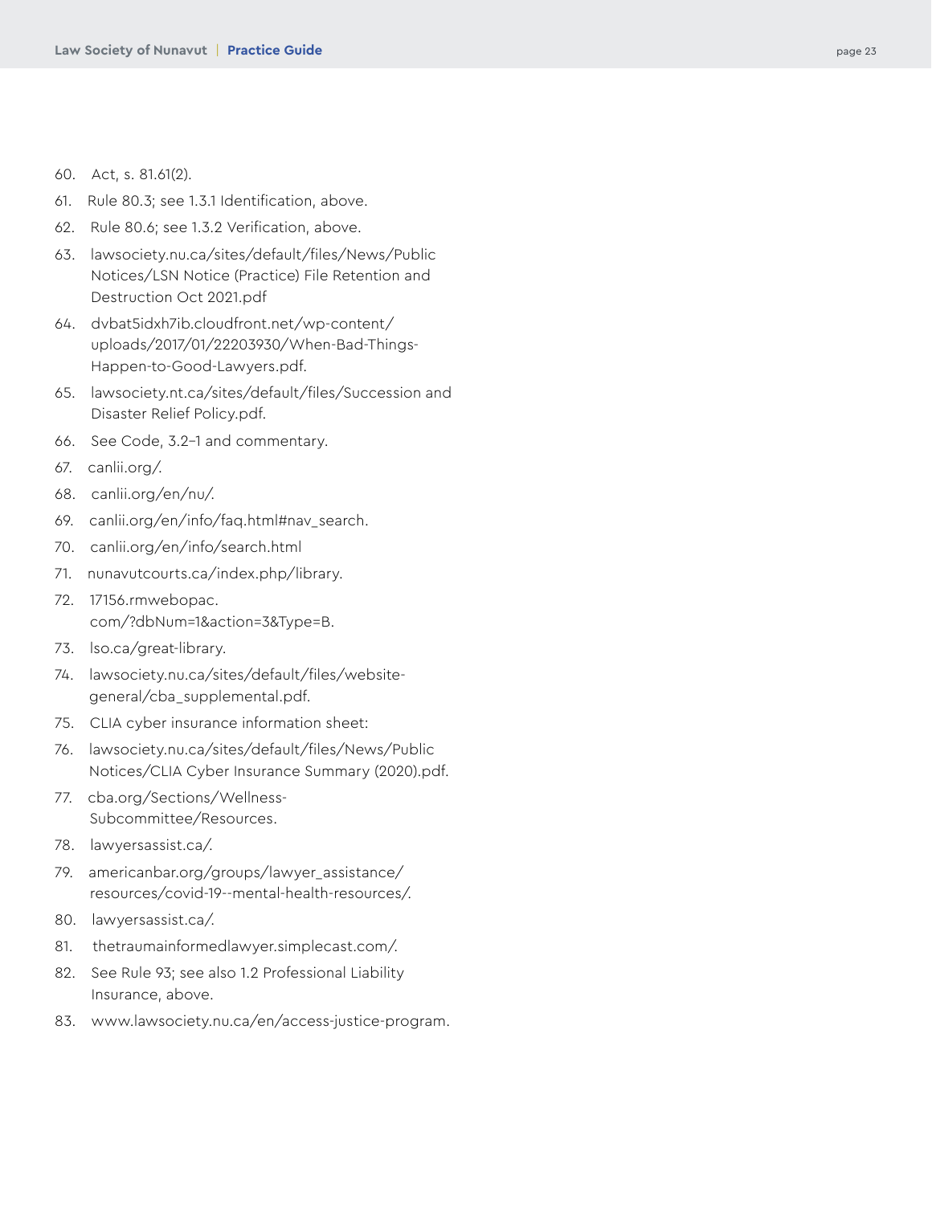60. Act, s. 81.61(2).
61. Rule 80.3; see 1.3.1 Identification, above.
62. Rule 80.6; see 1.3.2 Verification, above.
63. lawsociety.nu.ca/sites/default/files/News/Public Notices/LSN Notice (Practice) File Retention and Destruction Oct 2021.pdf
64. dvbat5idxh7ib.cloudfront.net/wp-content/uploads/2017/01/22203930/When-Bad-Things-Happen-to-Good-Lawyers.pdf.
65. lawsociety.nt.ca/sites/default/files/Succession and Disaster Relief Policy.pdf.
66. See Code, 3.2-1 and commentary.
67. canlii.org/.
68. canlii.org/en/nu/.
69. canlii.org/en/info/faq.html#nav_search.
70. canlii.org/en/info/search.html
71. nunavutcourts.ca/index.php/library.
72. 17156.rmwebopac.com/?dbNum=1&action=3&Type=B.
73. lso.ca/great-library.
74. lawsociety.nu.ca/sites/default/files/website-general/cba_supplemental.pdf.
75. CLIA cyber insurance information sheet:
76. lawsociety.nu.ca/sites/default/files/News/Public Notices/CLIA Cyber Insurance Summary (2020).pdf.
77. cba.org/Sections/Wellness-Subcommittee/Resources.
78. lawyersassist.ca/.
79. americanbar.org/groups/lawyer_assistance/resources/covid-19--mental-health-resources/.
80. lawyersassist.ca/.
81. thetraumainformedlawyer.simplecast.com/.
82. See Rule 93; see also 1.2 Professional Liability Insurance, above.
83. www.lawsociety.nu.ca/en/access-justice-program.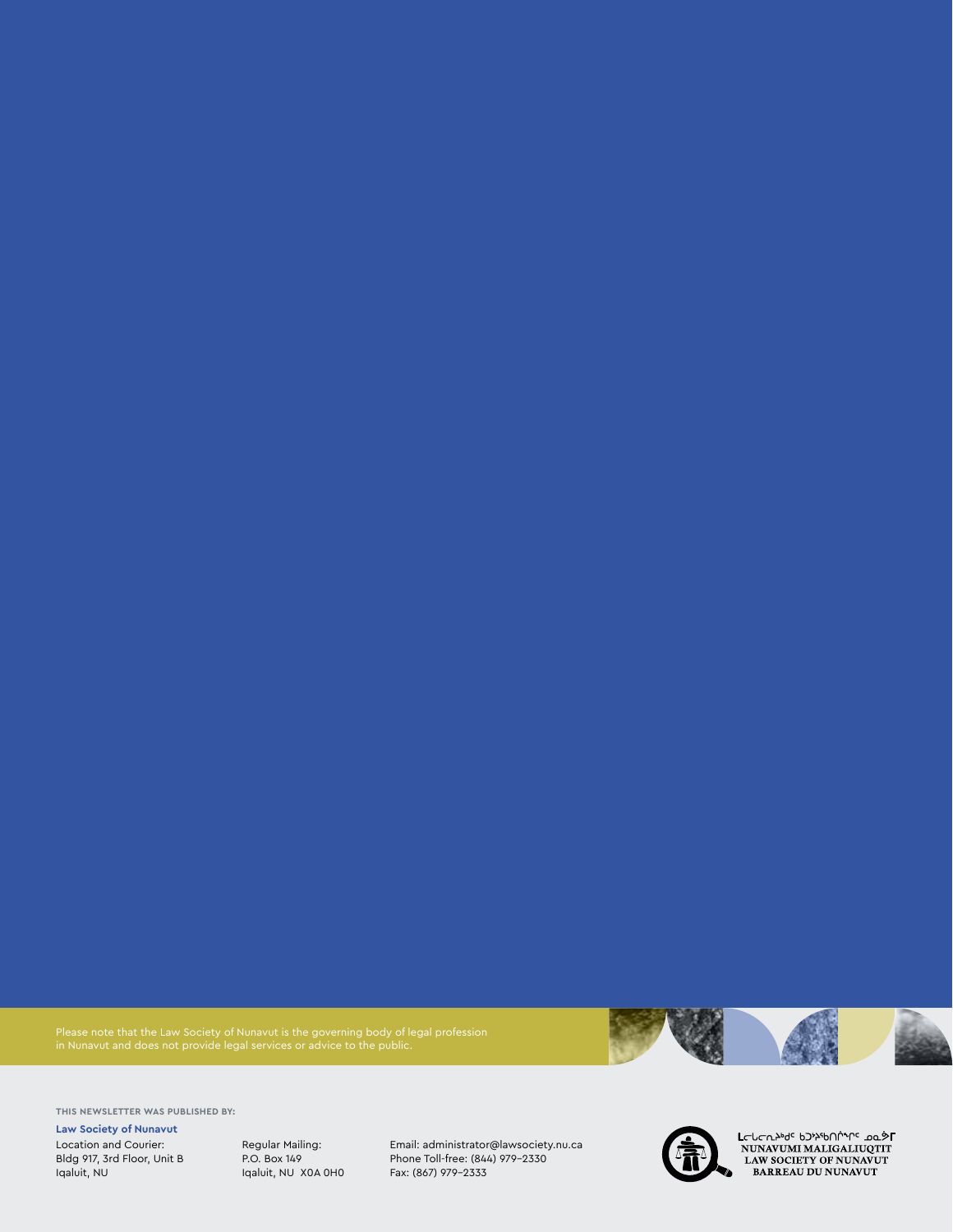Please note that the Law Society of Nunavut is the governing body of legal profession in Nunavut and does not provide legal services or advice to the public.

**THIS NEWSLETTER WAS PUBLISHED BY:**

**Law Society of Nunavut**

Location and Courier:
Bldg 917, 3rd Floor, Unit B
Iqaluit, NU

Regular Mailing:
P.O. Box 149
Iqaluit, NU X0A 0H0

Email: administrator@lawsociety.nu.ca
Phone Toll-free: (844) 979-2330
Fax: (867) 979-2333

ᓄᓇᕗᒥ ᒪᓕᒐᓕᐅᖅᑎᑦ
NUNAVUMI MALIGALIUQTIT
LAW SOCIETY OF NUNAVUT
BARREAU DU NUNAVUT